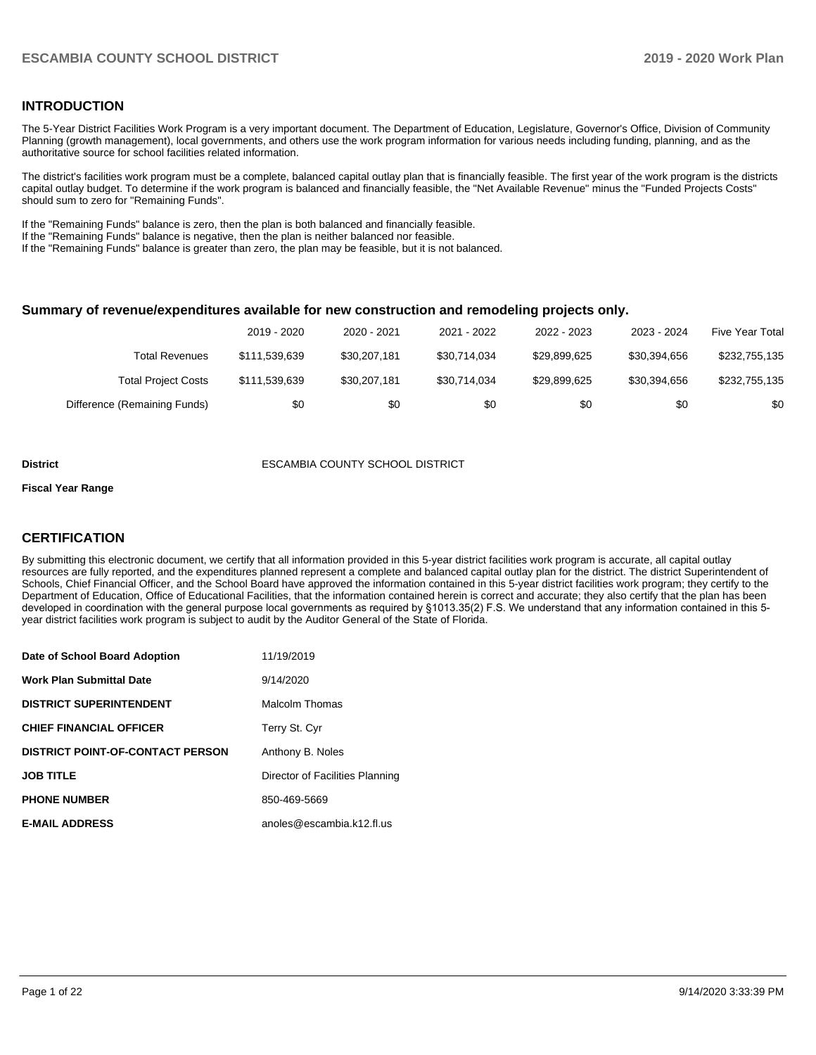## INTRODUCTION

The 5-Year District Facilities Work Program is a very important document. The Department of Education, Legislature, Governor's Office, Division of Community Planning (growth management), local governments, and others use the work program information for various needs including funding, planning, and as the authoritative source for school facilities related information.

The district's facilities work program must be a complete, balanced capital outlay plan that is financially feasible. The first year of the work program is the districts capital outlay budget. To determine if the work program is balanced and financially feasible, the "Net Available Revenue" minus the "Funded Projects Costs" should sum to zero for "Remaining Funds".

If the "Remaining Funds" balance is zero, then the plan is both balanced and financially feasible.
If the "Remaining Funds" balance is negative, then the plan is neither balanced nor feasible.
If the "Remaining Funds" balance is greater than zero, the plan may be feasible, but it is not balanced.

### Summary of revenue/expenditures available for new construction and remodeling projects only.

| | 2019 - 2020 | 2020 - 2021 | 2021 - 2022 | 2022 - 2023 | 2023 - 2024 | Five Year Total |
|---|---|---|---|---|---|---|
| Total Revenues | $111,539,639 | $30,207,181 | $30,714,034 | $29,899,625 | $30,394,656 | $232,755,135 |
| Total Project Costs | $111,539,639 | $30,207,181 | $30,714,034 | $29,899,625 | $30,394,656 | $232,755,135 |
| Difference (Remaining Funds) | $0 | $0 | $0 | $0 | $0 | $0 |

**District** ESCAMBIA COUNTY SCHOOL DISTRICT

**Fiscal Year Range**

## CERTIFICATION

By submitting this electronic document, we certify that all information provided in this 5-year district facilities work program is accurate, all capital outlay resources are fully reported, and the expenditures planned represent a complete and balanced capital outlay plan for the district. The district Superintendent of Schools, Chief Financial Officer, and the School Board have approved the information contained in this 5-year district facilities work program; they certify to the Department of Education, Office of Educational Facilities, that the information contained herein is correct and accurate; they also certify that the plan has been developed in coordination with the general purpose local governments as required by §1013.35(2) F.S. We understand that any information contained in this 5-year district facilities work program is subject to audit by the Auditor General of the State of Florida.

| | |
|---|---|
| **Date of School Board Adoption** | 11/19/2019 |
| **Work Plan Submittal Date** | 9/14/2020 |
| **DISTRICT SUPERINTENDENT** | Malcolm Thomas |
| **CHIEF FINANCIAL OFFICER** | Terry St. Cyr |
| **DISTRICT POINT-OF-CONTACT PERSON** | Anthony B. Noles |
| **JOB TITLE** | Director of Facilities Planning |
| **PHONE NUMBER** | 850-469-5669 |
| **E-MAIL ADDRESS** | anoles@escambia.k12.fl.us |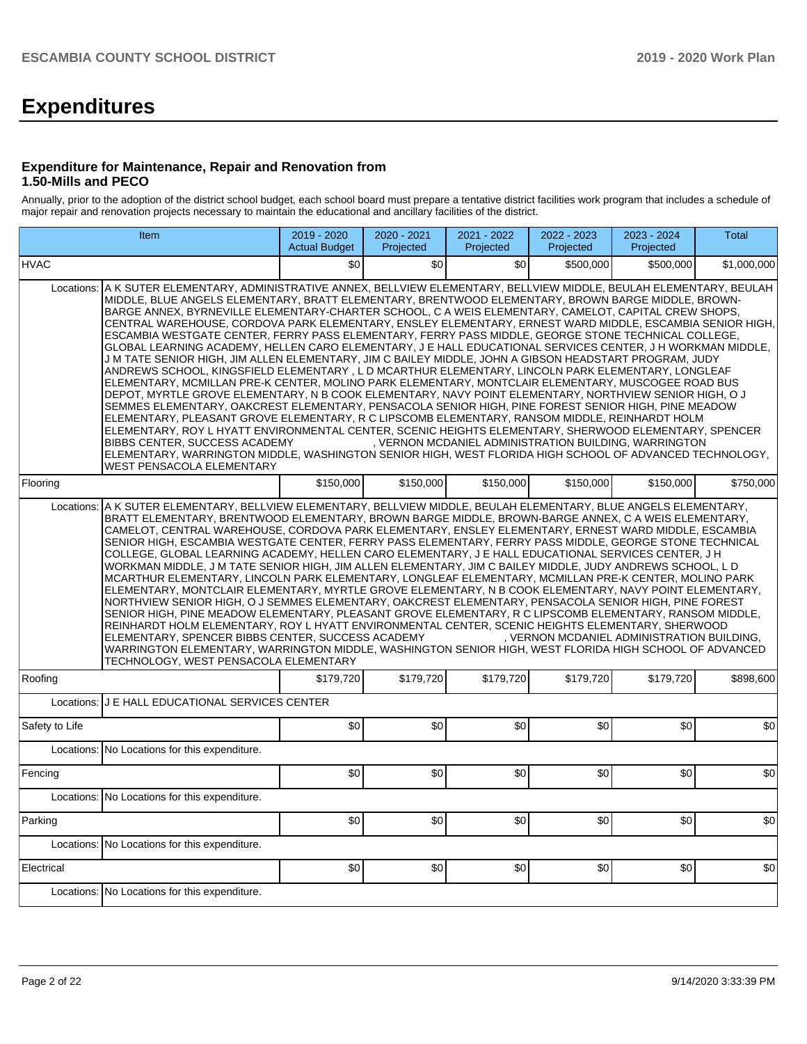# Expenditures

### Expenditure for Maintenance, Repair and Renovation from 1.50-Mills and PECO

Annually, prior to the adoption of the district school budget, each school board must prepare a tentative district facilities work program that includes a schedule of major repair and renovation projects necessary to maintain the educational and ancillary facilities of the district.

| Item | | 2019 - 2020 Actual Budget | 2020 - 2021 Projected | 2021 - 2022 Projected | 2022 - 2023 Projected | 2023 - 2024 Projected | Total |
|---|---|---|---|---|---|---|---|
| HVAC | | $0 | $0 | $0 | $500,000 | $500,000 | $1,000,000 |
| Locations: | A K SUTER ELEMENTARY, ADMINISTRATIVE ANNEX, BELLVIEW ELEMENTARY, BELLVIEW MIDDLE, BEULAH ELEMENTARY, BEULAH MIDDLE, BLUE ANGELS ELEMENTARY, BRATT ELEMENTARY, BRENTWOOD ELEMENTARY, BROWN BARGE MIDDLE, BROWN-BARGE ANNEX, BYRNEVILLE ELEMENTARY-CHARTER SCHOOL, C A WEIS ELEMENTARY, CAMELOT, CAPITAL CREW SHOPS, CENTRAL WAREHOUSE, CORDOVA PARK ELEMENTARY, ENSLEY ELEMENTARY, ERNEST WARD MIDDLE, ESCAMBIA SENIOR HIGH, ESCAMBIA WESTGATE CENTER, FERRY PASS ELEMENTARY, FERRY PASS MIDDLE, GEORGE STONE TECHNICAL COLLEGE, GLOBAL LEARNING ACADEMY, HELLEN CARO ELEMENTARY, J E HALL EDUCATIONAL SERVICES CENTER, J H WORKMAN MIDDLE, J M TATE SENIOR HIGH, JIM ALLEN ELEMENTARY, JIM C BAILEY MIDDLE, JOHN A GIBSON HEADSTART PROGRAM, JUDY ANDREWS SCHOOL, KINGSFIELD ELEMENTARY , L D MCARTHUR ELEMENTARY, LINCOLN PARK ELEMENTARY, LONGLEAF ELEMENTARY, MCMILLAN PRE-K CENTER, MOLINO PARK ELEMENTARY, MONTCLAIR ELEMENTARY, MUSCOGEE ROAD BUS DEPOT, MYRTLE GROVE ELEMENTARY, N B COOK ELEMENTARY, NAVY POINT ELEMENTARY, NORTHVIEW SENIOR HIGH, O J SEMMES ELEMENTARY, OAKCREST ELEMENTARY, PENSACOLA SENIOR HIGH, PINE FOREST SENIOR HIGH, PINE MEADOW ELEMENTARY, PLEASANT GROVE ELEMENTARY, R C LIPSCOMB ELEMENTARY, RANSOM MIDDLE, REINHARDT HOLM ELEMENTARY, ROY L HYATT ENVIRONMENTAL CENTER, SCENIC HEIGHTS ELEMENTARY, SHERWOOD ELEMENTARY, SPENCER BIBBS CENTER, SUCCESS ACADEMY , VERNON MCDANIEL ADMINISTRATION BUILDING, WARRINGTON ELEMENTARY, WARRINGTON MIDDLE, WASHINGTON SENIOR HIGH, WEST FLORIDA HIGH SCHOOL OF ADVANCED TECHNOLOGY, WEST PENSACOLA ELEMENTARY | | | | | | |
| Flooring | | $150,000 | $150,000 | $150,000 | $150,000 | $150,000 | $750,000 |
| Locations: | A K SUTER ELEMENTARY, BELLVIEW ELEMENTARY, BELLVIEW MIDDLE, BEULAH ELEMENTARY, BLUE ANGELS ELEMENTARY, BRATT ELEMENTARY, BRENTWOOD ELEMENTARY, BROWN BARGE MIDDLE, BROWN-BARGE ANNEX, C A WEIS ELEMENTARY, CAMELOT, CENTRAL WAREHOUSE, CORDOVA PARK ELEMENTARY, ENSLEY ELEMENTARY, ERNEST WARD MIDDLE, ESCAMBIA SENIOR HIGH, ESCAMBIA WESTGATE CENTER, FERRY PASS ELEMENTARY, FERRY PASS MIDDLE, GEORGE STONE TECHNICAL COLLEGE, GLOBAL LEARNING ACADEMY, HELLEN CARO ELEMENTARY, J E HALL EDUCATIONAL SERVICES CENTER, J H WORKMAN MIDDLE, J M TATE SENIOR HIGH, JIM ALLEN ELEMENTARY, JIM C BAILEY MIDDLE, JUDY ANDREWS SCHOOL, L D MCARTHUR ELEMENTARY, LINCOLN PARK ELEMENTARY, LONGLEAF ELEMENTARY, MCMILLAN PRE-K CENTER, MOLINO PARK ELEMENTARY, MONTCLAIR ELEMENTARY, MYRTLE GROVE ELEMENTARY, N B COOK ELEMENTARY, NAVY POINT ELEMENTARY, NORTHVIEW SENIOR HIGH, O J SEMMES ELEMENTARY, OAKCREST ELEMENTARY, PENSACOLA SENIOR HIGH, PINE FOREST SENIOR HIGH, PINE MEADOW ELEMENTARY, PLEASANT GROVE ELEMENTARY, R C LIPSCOMB ELEMENTARY, RANSOM MIDDLE, REINHARDT HOLM ELEMENTARY, ROY L HYATT ENVIRONMENTAL CENTER, SCENIC HEIGHTS ELEMENTARY, SHERWOOD ELEMENTARY, SPENCER BIBBS CENTER, SUCCESS ACADEMY , VERNON MCDANIEL ADMINISTRATION BUILDING, WARRINGTON ELEMENTARY, WARRINGTON MIDDLE, WASHINGTON SENIOR HIGH, WEST FLORIDA HIGH SCHOOL OF ADVANCED TECHNOLOGY, WEST PENSACOLA ELEMENTARY | | | | | | |
| Roofing | | $179,720 | $179,720 | $179,720 | $179,720 | $179,720 | $898,600 |
| Locations: | J E HALL EDUCATIONAL SERVICES CENTER | | | | | | |
| Safety to Life | | $0 | $0 | $0 | $0 | $0 | $0 |
| Locations: | No Locations for this expenditure. | | | | | | |
| Fencing | | $0 | $0 | $0 | $0 | $0 | $0 |
| Locations: | No Locations for this expenditure. | | | | | | |
| Parking | | $0 | $0 | $0 | $0 | $0 | $0 |
| Locations: | No Locations for this expenditure. | | | | | | |
| Electrical | | $0 | $0 | $0 | $0 | $0 | $0 |
| Locations: | No Locations for this expenditure. | | | | | | |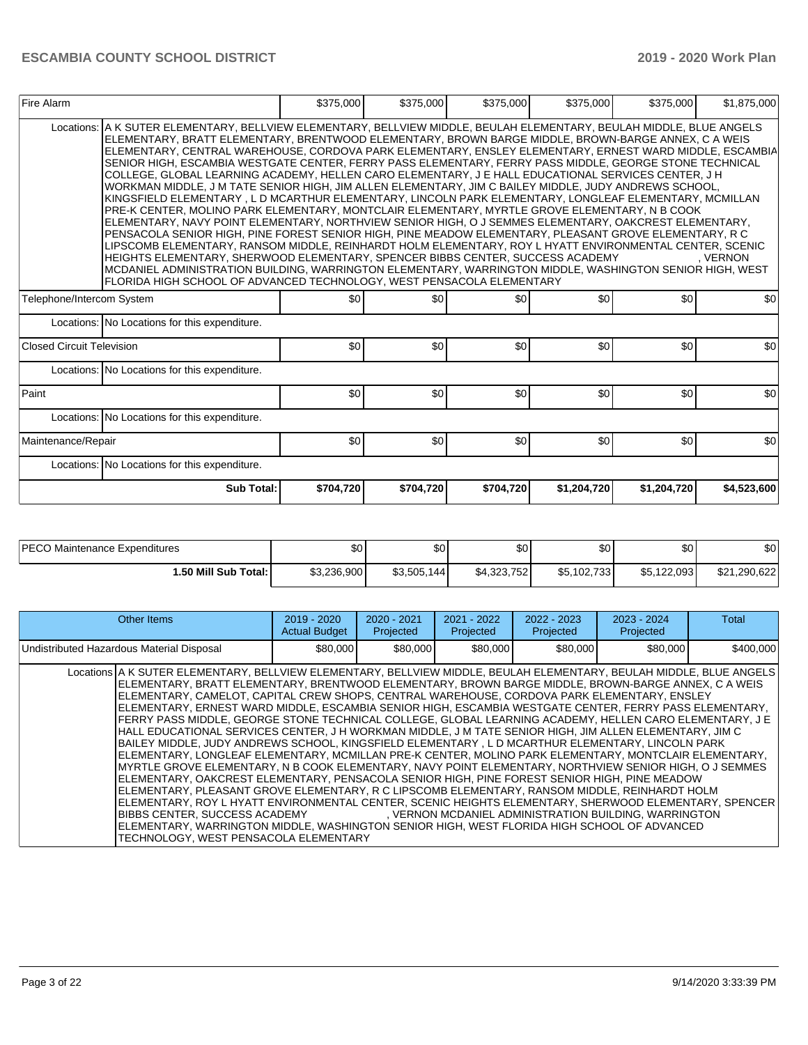| Fire Alarm | | $375,000 | $375,000 | $375,000 | $375,000 | $375,000 | $1,875,000 |
|---|---|---|---|---|---|---|---|
| | Locations: A K SUTER ELEMENTARY, BELLVIEW ELEMENTARY, BELLVIEW MIDDLE, BEULAH ELEMENTARY, BEULAH MIDDLE, BLUE ANGELS ELEMENTARY, BRATT ELEMENTARY, BRENTWOOD ELEMENTARY, BROWN BARGE MIDDLE, BROWN-BARGE ANNEX, C A WEIS ELEMENTARY, CENTRAL WAREHOUSE, CORDOVA PARK ELEMENTARY, ENSLEY ELEMENTARY, ERNEST WARD MIDDLE, ESCAMBIA SENIOR HIGH, ESCAMBIA WESTGATE CENTER, FERRY PASS ELEMENTARY, FERRY PASS MIDDLE, GEORGE STONE TECHNICAL COLLEGE, GLOBAL LEARNING ACADEMY, HELLEN CARO ELEMENTARY, J E HALL EDUCATIONAL SERVICES CENTER, J H WORKMAN MIDDLE, J M TATE SENIOR HIGH, JIM ALLEN ELEMENTARY, JIM C BAILEY MIDDLE, JUDY ANDREWS SCHOOL, KINGSFIELD ELEMENTARY , L D MCARTHUR ELEMENTARY, LINCOLN PARK ELEMENTARY, LONGLEAF ELEMENTARY, MCMILLAN PRE-K CENTER, MOLINO PARK ELEMENTARY, MONTCLAIR ELEMENTARY, MYRTLE GROVE ELEMENTARY, N B COOK ELEMENTARY, NAVY POINT ELEMENTARY, NORTHVIEW SENIOR HIGH, O J SEMMES ELEMENTARY, OAKCREST ELEMENTARY, PENSACOLA SENIOR HIGH, PINE FOREST SENIOR HIGH, PINE MEADOW ELEMENTARY, PLEASANT GROVE ELEMENTARY, R C LIPSCOMB ELEMENTARY, RANSOM MIDDLE, REINHARDT HOLM ELEMENTARY, ROY L HYATT ENVIRONMENTAL CENTER, SCENIC HEIGHTS ELEMENTARY, SHERWOOD ELEMENTARY, SPENCER BIBBS CENTER, SUCCESS ACADEMY , VERNON MCDANIEL ADMINISTRATION BUILDING, WARRINGTON ELEMENTARY, WARRINGTON MIDDLE, WASHINGTON SENIOR HIGH, WEST FLORIDA HIGH SCHOOL OF ADVANCED TECHNOLOGY, WEST PENSACOLA ELEMENTARY | | | | | | |
| Telephone/Intercom System | | $0 | $0 | $0 | $0 | $0 | $0 |
| | Locations: No Locations for this expenditure. | | | | | | |
| Closed Circuit Television | | $0 | $0 | $0 | $0 | $0 | $0 |
| | Locations: No Locations for this expenditure. | | | | | | |
| Paint | | $0 | $0 | $0 | $0 | $0 | $0 |
| | Locations: No Locations for this expenditure. | | | | | | |
| Maintenance/Repair | | $0 | $0 | $0 | $0 | $0 | $0 |
| | Locations: No Locations for this expenditure. | | | | | | |
| | **Sub Total:** | **$704,720** | **$704,720** | **$704,720** | **$1,204,720** | **$1,204,720** | **$4,523,600** |

| PECO Maintenance Expenditures | $0 | $0 | $0 | $0 | $0 | $0 |
|---|---|---|---|---|---|---|
| **1.50 Mill Sub Total:** | $3,236,900 | $3,505,144 | $4,323,752 | $5,102,733 | $5,122,093 | $21,290,622 |

| Other Items | | 2019 - 2020 Actual Budget | 2020 - 2021 Projected | 2021 - 2022 Projected | 2022 - 2023 Projected | 2023 - 2024 Projected | Total |
|---|---|---|---|---|---|---|---|
| Undistributed Hazardous Material Disposal | | $80,000 | $80,000 | $80,000 | $80,000 | $80,000 | $400,000 |
| Locations | A K SUTER ELEMENTARY, BELLVIEW ELEMENTARY, BELLVIEW MIDDLE, BEULAH ELEMENTARY, BEULAH MIDDLE, BLUE ANGELS ELEMENTARY, BRATT ELEMENTARY, BRENTWOOD ELEMENTARY, BROWN BARGE MIDDLE, BROWN-BARGE ANNEX, C A WEIS ELEMENTARY, CAMELOT, CAPITAL CREW SHOPS, CENTRAL WAREHOUSE, CORDOVA PARK ELEMENTARY, ENSLEY ELEMENTARY, ERNEST WARD MIDDLE, ESCAMBIA SENIOR HIGH, ESCAMBIA WESTGATE CENTER, FERRY PASS ELEMENTARY, FERRY PASS MIDDLE, GEORGE STONE TECHNICAL COLLEGE, GLOBAL LEARNING ACADEMY, HELLEN CARO ELEMENTARY, J E HALL EDUCATIONAL SERVICES CENTER, J H WORKMAN MIDDLE, J M TATE SENIOR HIGH, JIM ALLEN ELEMENTARY, JIM C BAILEY MIDDLE, JUDY ANDREWS SCHOOL, KINGSFIELD ELEMENTARY , L D MCARTHUR ELEMENTARY, LINCOLN PARK ELEMENTARY, LONGLEAF ELEMENTARY, MCMILLAN PRE-K CENTER, MOLINO PARK ELEMENTARY, MONTCLAIR ELEMENTARY, MYRTLE GROVE ELEMENTARY, N B COOK ELEMENTARY, NAVY POINT ELEMENTARY, NORTHVIEW SENIOR HIGH, O J SEMMES ELEMENTARY, OAKCREST ELEMENTARY, PENSACOLA SENIOR HIGH, PINE FOREST SENIOR HIGH, PINE MEADOW ELEMENTARY, PLEASANT GROVE ELEMENTARY, R C LIPSCOMB ELEMENTARY, RANSOM MIDDLE, REINHARDT HOLM ELEMENTARY, ROY L HYATT ENVIRONMENTAL CENTER, SCENIC HEIGHTS ELEMENTARY, SHERWOOD ELEMENTARY, SPENCER BIBBS CENTER, SUCCESS ACADEMY , VERNON MCDANIEL ADMINISTRATION BUILDING, WARRINGTON ELEMENTARY, WARRINGTON MIDDLE, WASHINGTON SENIOR HIGH, WEST FLORIDA HIGH SCHOOL OF ADVANCED TECHNOLOGY, WEST PENSACOLA ELEMENTARY | | | | | | |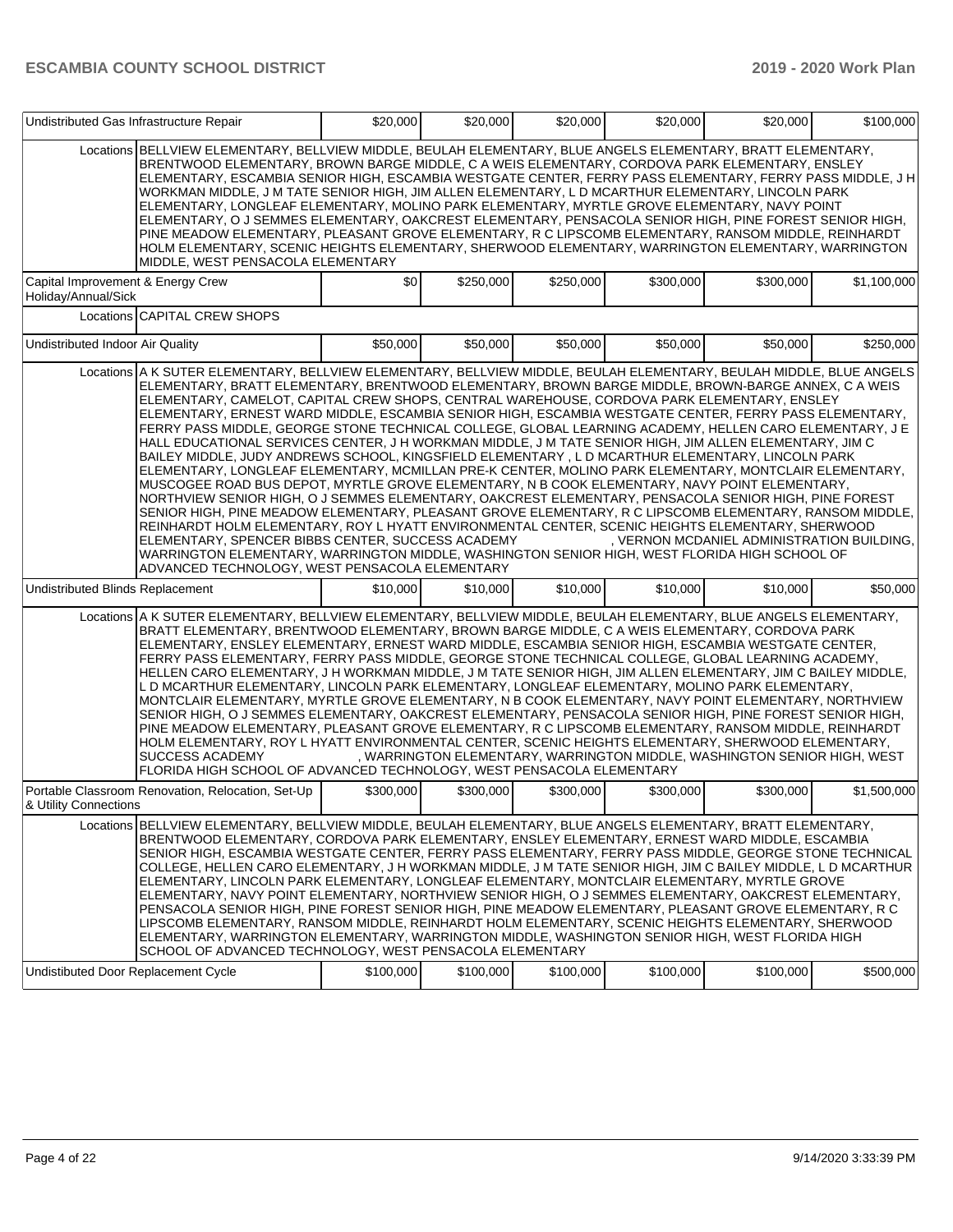| Undistributed Gas Infrastructure Repair | | $20,000 | $20,000 | $20,000 | $20,000 | $20,000 | $100,000 |
|---|---|---|---|---|---|---|---|
| | Locations | BELLVIEW ELEMENTARY, BELLVIEW MIDDLE, BEULAH ELEMENTARY, BLUE ANGELS ELEMENTARY, BRATT ELEMENTARY, BRENTWOOD ELEMENTARY, BROWN BARGE MIDDLE, C A WEIS ELEMENTARY, CORDOVA PARK ELEMENTARY, ENSLEY ELEMENTARY, ESCAMBIA SENIOR HIGH, ESCAMBIA WESTGATE CENTER, FERRY PASS ELEMENTARY, FERRY PASS MIDDLE, J H WORKMAN MIDDLE, J M TATE SENIOR HIGH, JIM ALLEN ELEMENTARY, L D MCARTHUR ELEMENTARY, LINCOLN PARK ELEMENTARY, LONGLEAF ELEMENTARY, MOLINO PARK ELEMENTARY, MYRTLE GROVE ELEMENTARY, NAVY POINT ELEMENTARY, O J SEMMES ELEMENTARY, OAKCREST ELEMENTARY, PENSACOLA SENIOR HIGH, PINE FOREST SENIOR HIGH, PINE MEADOW ELEMENTARY, PLEASANT GROVE ELEMENTARY, R C LIPSCOMB ELEMENTARY, RANSOM MIDDLE, REINHARDT HOLM ELEMENTARY, SCENIC HEIGHTS ELEMENTARY, SHERWOOD ELEMENTARY, WARRINGTON ELEMENTARY, WARRINGTON MIDDLE, WEST PENSACOLA ELEMENTARY | | | | | | |
| Capital Improvement & Energy Crew Holiday/Annual/Sick | | $0 | $250,000 | $250,000 | $300,000 | $300,000 | $1,100,000 |
| | Locations | CAPITAL CREW SHOPS | | | | | | |
| Undistributed Indoor Air Quality | | $50,000 | $50,000 | $50,000 | $50,000 | $50,000 | $250,000 |
| | Locations | A K SUTER ELEMENTARY, BELLVIEW ELEMENTARY, BELLVIEW MIDDLE, BEULAH ELEMENTARY, BEULAH MIDDLE, BLUE ANGELS ELEMENTARY, BRATT ELEMENTARY, BRENTWOOD ELEMENTARY, BROWN BARGE MIDDLE, BROWN-BARGE ANNEX, C A WEIS ELEMENTARY, CAMELOT, CAPITAL CREW SHOPS, CENTRAL WAREHOUSE, CORDOVA PARK ELEMENTARY, ENSLEY ELEMENTARY, ERNEST WARD MIDDLE, ESCAMBIA SENIOR HIGH, ESCAMBIA WESTGATE CENTER, FERRY PASS ELEMENTARY, FERRY PASS MIDDLE, GEORGE STONE TECHNICAL COLLEGE, GLOBAL LEARNING ACADEMY, HELLEN CARO ELEMENTARY, J E HALL EDUCATIONAL SERVICES CENTER, J H WORKMAN MIDDLE, J M TATE SENIOR HIGH, JIM ALLEN ELEMENTARY, JIM C BAILEY MIDDLE, JUDY ANDREWS SCHOOL, KINGSFIELD ELEMENTARY , L D MCARTHUR ELEMENTARY, LINCOLN PARK ELEMENTARY, LONGLEAF ELEMENTARY, MCMILLAN PRE-K CENTER, MOLINO PARK ELEMENTARY, MONTCLAIR ELEMENTARY, MUSCOGEE ROAD BUS DEPOT, MYRTLE GROVE ELEMENTARY, N B COOK ELEMENTARY, NAVY POINT ELEMENTARY, NORTHVIEW SENIOR HIGH, O J SEMMES ELEMENTARY, OAKCREST ELEMENTARY, PENSACOLA SENIOR HIGH, PINE FOREST SENIOR HIGH, PINE MEADOW ELEMENTARY, PLEASANT GROVE ELEMENTARY, R C LIPSCOMB ELEMENTARY, RANSOM MIDDLE, REINHARDT HOLM ELEMENTARY, ROY L HYATT ENVIRONMENTAL CENTER, SCENIC HEIGHTS ELEMENTARY, SHERWOOD ELEMENTARY, SPENCER BIBBS CENTER, SUCCESS ACADEMY , VERNON MCDANIEL ADMINISTRATION BUILDING, WARRINGTON ELEMENTARY, WARRINGTON MIDDLE, WASHINGTON SENIOR HIGH, WEST FLORIDA HIGH SCHOOL OF ADVANCED TECHNOLOGY, WEST PENSACOLA ELEMENTARY | | | | | | |
| Undistributed Blinds Replacement | | $10,000 | $10,000 | $10,000 | $10,000 | $10,000 | $50,000 |
| | Locations | A K SUTER ELEMENTARY, BELLVIEW ELEMENTARY, BELLVIEW MIDDLE, BEULAH ELEMENTARY, BLUE ANGELS ELEMENTARY, BRATT ELEMENTARY, BRENTWOOD ELEMENTARY, BROWN BARGE MIDDLE, C A WEIS ELEMENTARY, CORDOVA PARK ELEMENTARY, ENSLEY ELEMENTARY, ERNEST WARD MIDDLE, ESCAMBIA SENIOR HIGH, ESCAMBIA WESTGATE CENTER, FERRY PASS ELEMENTARY, FERRY PASS MIDDLE, GEORGE STONE TECHNICAL COLLEGE, GLOBAL LEARNING ACADEMY, HELLEN CARO ELEMENTARY, J H WORKMAN MIDDLE, J M TATE SENIOR HIGH, JIM ALLEN ELEMENTARY, JIM C BAILEY MIDDLE, L D MCARTHUR ELEMENTARY, LINCOLN PARK ELEMENTARY, LONGLEAF ELEMENTARY, MOLINO PARK ELEMENTARY, MONTCLAIR ELEMENTARY, MYRTLE GROVE ELEMENTARY, N B COOK ELEMENTARY, NAVY POINT ELEMENTARY, NORTHVIEW SENIOR HIGH, O J SEMMES ELEMENTARY, OAKCREST ELEMENTARY, PENSACOLA SENIOR HIGH, PINE FOREST SENIOR HIGH, PINE MEADOW ELEMENTARY, PLEASANT GROVE ELEMENTARY, R C LIPSCOMB ELEMENTARY, RANSOM MIDDLE, REINHARDT HOLM ELEMENTARY, ROY L HYATT ENVIRONMENTAL CENTER, SCENIC HEIGHTS ELEMENTARY, SHERWOOD ELEMENTARY, SUCCESS ACADEMY , WARRINGTON ELEMENTARY, WARRINGTON MIDDLE, WASHINGTON SENIOR HIGH, WEST FLORIDA HIGH SCHOOL OF ADVANCED TECHNOLOGY, WEST PENSACOLA ELEMENTARY | | | | | | |
| Portable Classroom Renovation, Relocation, Set-Up & Utility Connections | | $300,000 | $300,000 | $300,000 | $300,000 | $300,000 | $1,500,000 |
| | Locations | BELLVIEW ELEMENTARY, BELLVIEW MIDDLE, BEULAH ELEMENTARY, BLUE ANGELS ELEMENTARY, BRATT ELEMENTARY, BRENTWOOD ELEMENTARY, CORDOVA PARK ELEMENTARY, ENSLEY ELEMENTARY, ERNEST WARD MIDDLE, ESCAMBIA SENIOR HIGH, ESCAMBIA WESTGATE CENTER, FERRY PASS ELEMENTARY, FERRY PASS MIDDLE, GEORGE STONE TECHNICAL COLLEGE, HELLEN CARO ELEMENTARY, J H WORKMAN MIDDLE, J M TATE SENIOR HIGH, JIM C BAILEY MIDDLE, L D MCARTHUR ELEMENTARY, LINCOLN PARK ELEMENTARY, LONGLEAF ELEMENTARY, MONTCLAIR ELEMENTARY, MYRTLE GROVE ELEMENTARY, NAVY POINT ELEMENTARY, NORTHVIEW SENIOR HIGH, O J SEMMES ELEMENTARY, OAKCREST ELEMENTARY, PENSACOLA SENIOR HIGH, PINE FOREST SENIOR HIGH, PINE MEADOW ELEMENTARY, PLEASANT GROVE ELEMENTARY, R C LIPSCOMB ELEMENTARY, RANSOM MIDDLE, REINHARDT HOLM ELEMENTARY, SCENIC HEIGHTS ELEMENTARY, SHERWOOD ELEMENTARY, WARRINGTON ELEMENTARY, WARRINGTON MIDDLE, WASHINGTON SENIOR HIGH, WEST FLORIDA HIGH SCHOOL OF ADVANCED TECHNOLOGY, WEST PENSACOLA ELEMENTARY | | | | | | |
| Undistibuted Door Replacement Cycle | | $100,000 | $100,000 | $100,000 | $100,000 | $100,000 | $500,000 |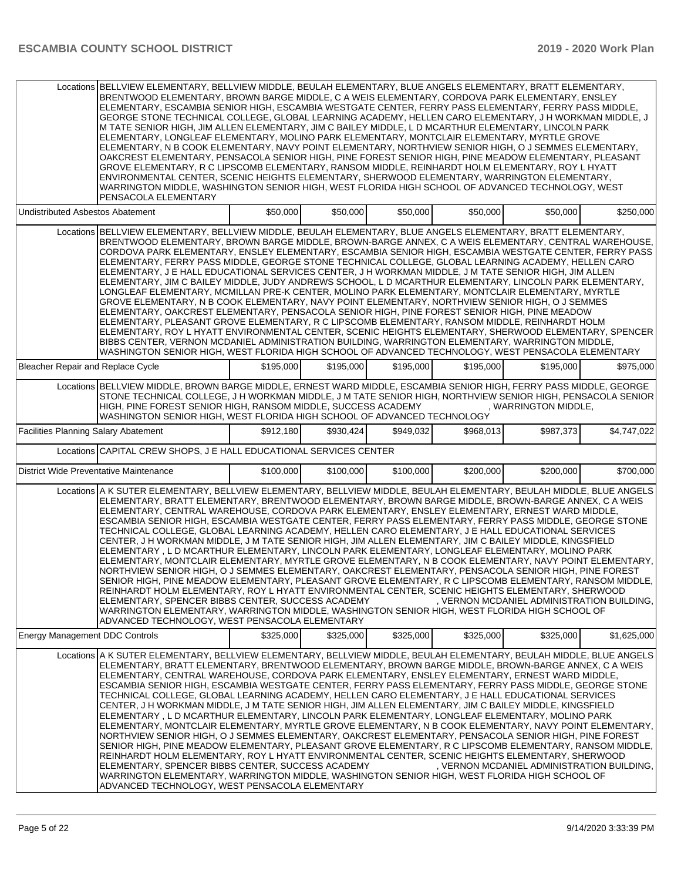| | | | | | | |
|---|---|---|---|---|---|---|
| Locations | BELLVIEW ELEMENTARY, BELLVIEW MIDDLE, BEULAH ELEMENTARY, BLUE ANGELS ELEMENTARY, BRATT ELEMENTARY, BRENTWOOD ELEMENTARY, BROWN BARGE MIDDLE, C A WEIS ELEMENTARY, CORDOVA PARK ELEMENTARY, ENSLEY ELEMENTARY, ESCAMBIA SENIOR HIGH, ESCAMBIA WESTGATE CENTER, FERRY PASS ELEMENTARY, FERRY PASS MIDDLE, GEORGE STONE TECHNICAL COLLEGE, GLOBAL LEARNING ACADEMY, HELLEN CARO ELEMENTARY, J H WORKMAN MIDDLE, J M TATE SENIOR HIGH, JIM ALLEN ELEMENTARY, JIM C BAILEY MIDDLE, L D MCARTHUR ELEMENTARY, LINCOLN PARK ELEMENTARY, LONGLEAF ELEMENTARY, MOLINO PARK ELEMENTARY, MONTCLAIR ELEMENTARY, MYRTLE GROVE ELEMENTARY, N B COOK ELEMENTARY, NAVY POINT ELEMENTARY, NORTHVIEW SENIOR HIGH, O J SEMMES ELEMENTARY, OAKCREST ELEMENTARY, PENSACOLA SENIOR HIGH, PINE FOREST SENIOR HIGH, PINE MEADOW ELEMENTARY, PLEASANT GROVE ELEMENTARY, R C LIPSCOMB ELEMENTARY, RANSOM MIDDLE, REINHARDT HOLM ELEMENTARY, ROY L HYATT ENVIRONMENTAL CENTER, SCENIC HEIGHTS ELEMENTARY, SHERWOOD ELEMENTARY, WARRINGTON ELEMENTARY, WARRINGTON MIDDLE, WASHINGTON SENIOR HIGH, WEST FLORIDA HIGH SCHOOL OF ADVANCED TECHNOLOGY, WEST PENSACOLA ELEMENTARY | | | | | |
| Undistributed Asbestos Abatement | | $50,000 | $50,000 | $50,000 | $50,000 | $50,000 | $250,000 |
| Locations | BELLVIEW ELEMENTARY, BELLVIEW MIDDLE, BEULAH ELEMENTARY, BLUE ANGELS ELEMENTARY, BRATT ELEMENTARY, BRENTWOOD ELEMENTARY, BROWN BARGE MIDDLE, BROWN-BARGE ANNEX, C A WEIS ELEMENTARY, CENTRAL WAREHOUSE, CORDOVA PARK ELEMENTARY, ENSLEY ELEMENTARY, ESCAMBIA SENIOR HIGH, ESCAMBIA WESTGATE CENTER, FERRY PASS ELEMENTARY, FERRY PASS MIDDLE, GEORGE STONE TECHNICAL COLLEGE, GLOBAL LEARNING ACADEMY, HELLEN CARO ELEMENTARY, J E HALL EDUCATIONAL SERVICES CENTER, J H WORKMAN MIDDLE, J M TATE SENIOR HIGH, JIM ALLEN ELEMENTARY, JIM C BAILEY MIDDLE, JUDY ANDREWS SCHOOL, L D MCARTHUR ELEMENTARY, LINCOLN PARK ELEMENTARY, LONGLEAF ELEMENTARY, MCMILLAN PRE-K CENTER, MOLINO PARK ELEMENTARY, MONTCLAIR ELEMENTARY, MYRTLE GROVE ELEMENTARY, N B COOK ELEMENTARY, NAVY POINT ELEMENTARY, NORTHVIEW SENIOR HIGH, O J SEMMES ELEMENTARY, OAKCREST ELEMENTARY, PENSACOLA SENIOR HIGH, PINE FOREST SENIOR HIGH, PINE MEADOW ELEMENTARY, PLEASANT GROVE ELEMENTARY, R C LIPSCOMB ELEMENTARY, RANSOM MIDDLE, REINHARDT HOLM ELEMENTARY, ROY L HYATT ENVIRONMENTAL CENTER, SCENIC HEIGHTS ELEMENTARY, SHERWOOD ELEMENTARY, SPENCER BIBBS CENTER, VERNON MCDANIEL ADMINISTRATION BUILDING, WARRINGTON ELEMENTARY, WARRINGTON MIDDLE, WASHINGTON SENIOR HIGH, WEST FLORIDA HIGH SCHOOL OF ADVANCED TECHNOLOGY, WEST PENSACOLA ELEMENTARY | | | | | |
| Bleacher Repair and Replace Cycle | | $195,000 | $195,000 | $195,000 | $195,000 | $195,000 | $975,000 |
| Locations | BELLVIEW MIDDLE, BROWN BARGE MIDDLE, ERNEST WARD MIDDLE, ESCAMBIA SENIOR HIGH, FERRY PASS MIDDLE, GEORGE STONE TECHNICAL COLLEGE, J H WORKMAN MIDDLE, J M TATE SENIOR HIGH, NORTHVIEW SENIOR HIGH, PENSACOLA SENIOR HIGH, PINE FOREST SENIOR HIGH, RANSOM MIDDLE, SUCCESS ACADEMY , WARRINGTON MIDDLE, WASHINGTON SENIOR HIGH, WEST FLORIDA HIGH SCHOOL OF ADVANCED TECHNOLOGY | | | | | |
| Facilities Planning Salary Abatement | | $912,180 | $930,424 | $949,032 | $968,013 | $987,373 | $4,747,022 |
| Locations | CAPITAL CREW SHOPS, J E HALL EDUCATIONAL SERVICES CENTER | | | | | |
| District Wide Preventative Maintenance | | $100,000 | $100,000 | $100,000 | $200,000 | $200,000 | $700,000 |
| Locations | A K SUTER ELEMENTARY, BELLVIEW ELEMENTARY, BELLVIEW MIDDLE, BEULAH ELEMENTARY, BEULAH MIDDLE, BLUE ANGELS ELEMENTARY, BRATT ELEMENTARY, BRENTWOOD ELEMENTARY, BROWN BARGE MIDDLE, BROWN-BARGE ANNEX, C A WEIS ELEMENTARY, CENTRAL WAREHOUSE, CORDOVA PARK ELEMENTARY, ENSLEY ELEMENTARY, ERNEST WARD MIDDLE, ESCAMBIA SENIOR HIGH, ESCAMBIA WESTGATE CENTER, FERRY PASS ELEMENTARY, FERRY PASS MIDDLE, GEORGE STONE TECHNICAL COLLEGE, GLOBAL LEARNING ACADEMY, HELLEN CARO ELEMENTARY, J E HALL EDUCATIONAL SERVICES CENTER, J H WORKMAN MIDDLE, J M TATE SENIOR HIGH, JIM ALLEN ELEMENTARY, JIM C BAILEY MIDDLE, KINGSFIELD ELEMENTARY , L D MCARTHUR ELEMENTARY, LINCOLN PARK ELEMENTARY, LONGLEAF ELEMENTARY, MOLINO PARK ELEMENTARY, MONTCLAIR ELEMENTARY, MYRTLE GROVE ELEMENTARY, N B COOK ELEMENTARY, NAVY POINT ELEMENTARY, NORTHVIEW SENIOR HIGH, O J SEMMES ELEMENTARY, OAKCREST ELEMENTARY, PENSACOLA SENIOR HIGH, PINE FOREST SENIOR HIGH, PINE MEADOW ELEMENTARY, PLEASANT GROVE ELEMENTARY, R C LIPSCOMB ELEMENTARY, RANSOM MIDDLE, REINHARDT HOLM ELEMENTARY, ROY L HYATT ENVIRONMENTAL CENTER, SCENIC HEIGHTS ELEMENTARY, SHERWOOD ELEMENTARY, SPENCER BIBBS CENTER, SUCCESS ACADEMY , VERNON MCDANIEL ADMINISTRATION BUILDING, WARRINGTON ELEMENTARY, WARRINGTON MIDDLE, WASHINGTON SENIOR HIGH, WEST FLORIDA HIGH SCHOOL OF ADVANCED TECHNOLOGY, WEST PENSACOLA ELEMENTARY | | | | | |
| Energy Management DDC Controls | | $325,000 | $325,000 | $325,000 | $325,000 | $325,000 | $1,625,000 |
| Locations | A K SUTER ELEMENTARY, BELLVIEW ELEMENTARY, BELLVIEW MIDDLE, BEULAH ELEMENTARY, BEULAH MIDDLE, BLUE ANGELS ELEMENTARY, BRATT ELEMENTARY, BRENTWOOD ELEMENTARY, BROWN BARGE MIDDLE, BROWN-BARGE ANNEX, C A WEIS ELEMENTARY, CENTRAL WAREHOUSE, CORDOVA PARK ELEMENTARY, ENSLEY ELEMENTARY, ERNEST WARD MIDDLE, ESCAMBIA SENIOR HIGH, ESCAMBIA WESTGATE CENTER, FERRY PASS ELEMENTARY, FERRY PASS MIDDLE, GEORGE STONE TECHNICAL COLLEGE, GLOBAL LEARNING ACADEMY, HELLEN CARO ELEMENTARY, J E HALL EDUCATIONAL SERVICES CENTER, J H WORKMAN MIDDLE, J M TATE SENIOR HIGH, JIM ALLEN ELEMENTARY, JIM C BAILEY MIDDLE, KINGSFIELD ELEMENTARY , L D MCARTHUR ELEMENTARY, LINCOLN PARK ELEMENTARY, LONGLEAF ELEMENTARY, MOLINO PARK ELEMENTARY, MONTCLAIR ELEMENTARY, MYRTLE GROVE ELEMENTARY, N B COOK ELEMENTARY, NAVY POINT ELEMENTARY, NORTHVIEW SENIOR HIGH, O J SEMMES ELEMENTARY, OAKCREST ELEMENTARY, PENSACOLA SENIOR HIGH, PINE FOREST SENIOR HIGH, PINE MEADOW ELEMENTARY, PLEASANT GROVE ELEMENTARY, R C LIPSCOMB ELEMENTARY, RANSOM MIDDLE, REINHARDT HOLM ELEMENTARY, ROY L HYATT ENVIRONMENTAL CENTER, SCENIC HEIGHTS ELEMENTARY, SHERWOOD ELEMENTARY, SPENCER BIBBS CENTER, SUCCESS ACADEMY , VERNON MCDANIEL ADMINISTRATION BUILDING, WARRINGTON ELEMENTARY, WARRINGTON MIDDLE, WASHINGTON SENIOR HIGH, WEST FLORIDA HIGH SCHOOL OF ADVANCED TECHNOLOGY, WEST PENSACOLA ELEMENTARY | | | | | |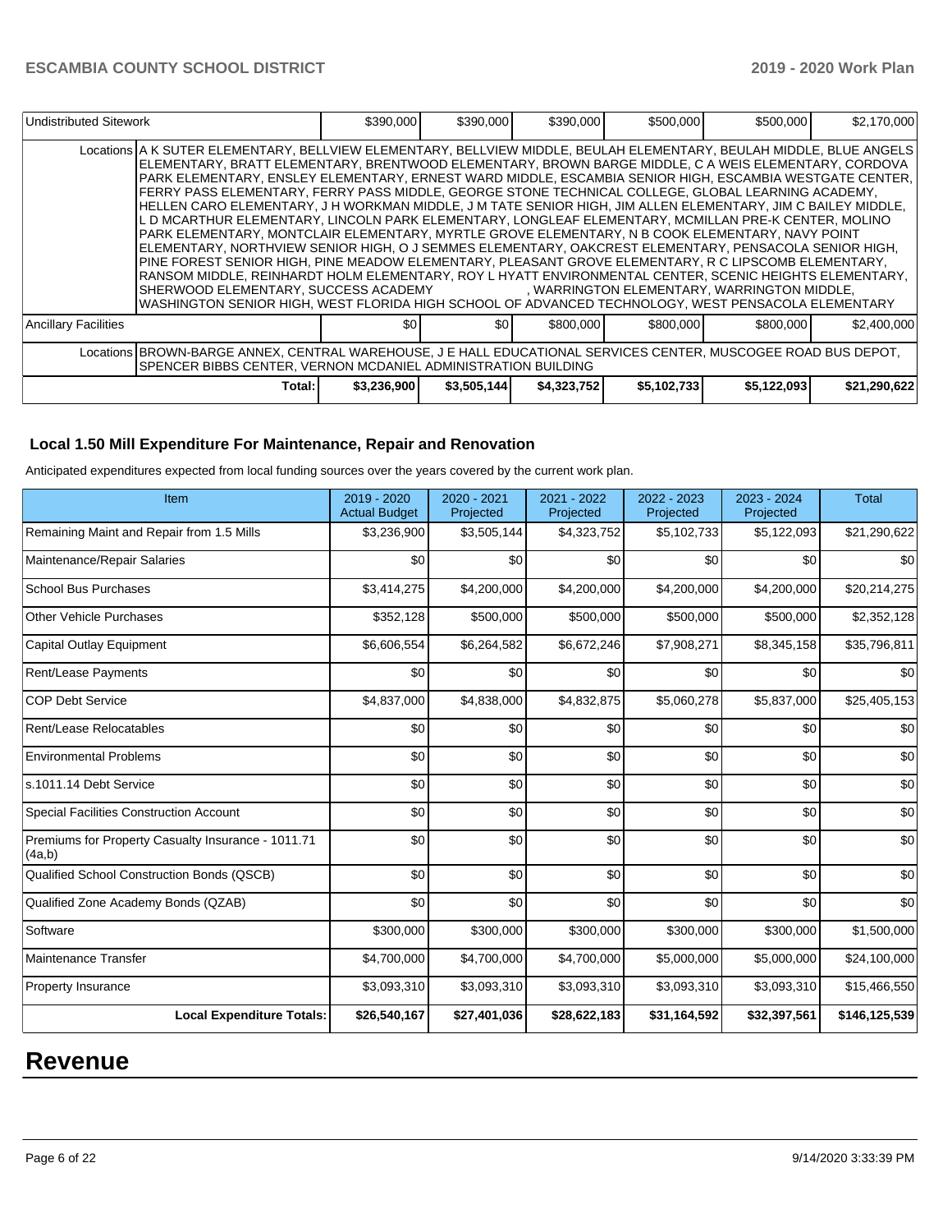| Undistributed Sitework | | $390,000 | $390,000 | $390,000 | $500,000 | $500,000 | $2,170,000 |
|---|---|---|---|---|---|---|---|
| | Locations | A K SUTER ELEMENTARY, BELLVIEW ELEMENTARY, BELLVIEW MIDDLE, BEULAH ELEMENTARY, BEULAH MIDDLE, BLUE ANGELS ELEMENTARY, BRATT ELEMENTARY, BRENTWOOD ELEMENTARY, BROWN BARGE MIDDLE, C A WEIS ELEMENTARY, CORDOVA PARK ELEMENTARY, ENSLEY ELEMENTARY, ERNEST WARD MIDDLE, ESCAMBIA SENIOR HIGH, ESCAMBIA WESTGATE CENTER, FERRY PASS ELEMENTARY, FERRY PASS MIDDLE, GEORGE STONE TECHNICAL COLLEGE, GLOBAL LEARNING ACADEMY, HELLEN CARO ELEMENTARY, J H WORKMAN MIDDLE, J M TATE SENIOR HIGH, JIM ALLEN ELEMENTARY, JIM C BAILEY MIDDLE, L D MCARTHUR ELEMENTARY, LINCOLN PARK ELEMENTARY, LONGLEAF ELEMENTARY, MCMILLAN PRE-K CENTER, MOLINO PARK ELEMENTARY, MONTCLAIR ELEMENTARY, MYRTLE GROVE ELEMENTARY, N B COOK ELEMENTARY, NAVY POINT ELEMENTARY, NORTHVIEW SENIOR HIGH, O J SEMMES ELEMENTARY, OAKCREST ELEMENTARY, PENSACOLA SENIOR HIGH, PINE FOREST SENIOR HIGH, PINE MEADOW ELEMENTARY, PLEASANT GROVE ELEMENTARY, R C LIPSCOMB ELEMENTARY, RANSOM MIDDLE, REINHARDT HOLM ELEMENTARY, ROY L HYATT ENVIRONMENTAL CENTER, SCENIC HEIGHTS ELEMENTARY, SHERWOOD ELEMENTARY, SUCCESS ACADEMY , WARRINGTON ELEMENTARY, WARRINGTON MIDDLE, WASHINGTON SENIOR HIGH, WEST FLORIDA HIGH SCHOOL OF ADVANCED TECHNOLOGY, WEST PENSACOLA ELEMENTARY | | | | | | |
| Ancillary Facilities | | $0 | $0 | $800,000 | $800,000 | $800,000 | $2,400,000 |
| | Locations | BROWN-BARGE ANNEX, CENTRAL WAREHOUSE, J E HALL EDUCATIONAL SERVICES CENTER, MUSCOGEE ROAD BUS DEPOT, SPENCER BIBBS CENTER, VERNON MCDANIEL ADMINISTRATION BUILDING | | | | | | |
| | Total: | $3,236,900 | $3,505,144 | $4,323,752 | $5,102,733 | $5,122,093 | $21,290,622 |

### Local 1.50 Mill Expenditure For Maintenance, Repair and Renovation

Anticipated expenditures expected from local funding sources over the years covered by the current work plan.

| Item | 2019 - 2020 Actual Budget | 2020 - 2021 Projected | 2021 - 2022 Projected | 2022 - 2023 Projected | 2023 - 2024 Projected | Total |
|---|---|---|---|---|---|---|
| Remaining Maint and Repair from 1.5 Mills | $3,236,900 | $3,505,144 | $4,323,752 | $5,102,733 | $5,122,093 | $21,290,622 |
| Maintenance/Repair Salaries | $0 | $0 | $0 | $0 | $0 | $0 |
| School Bus Purchases | $3,414,275 | $4,200,000 | $4,200,000 | $4,200,000 | $4,200,000 | $20,214,275 |
| Other Vehicle Purchases | $352,128 | $500,000 | $500,000 | $500,000 | $500,000 | $2,352,128 |
| Capital Outlay Equipment | $6,606,554 | $6,264,582 | $6,672,246 | $7,908,271 | $8,345,158 | $35,796,811 |
| Rent/Lease Payments | $0 | $0 | $0 | $0 | $0 | $0 |
| COP Debt Service | $4,837,000 | $4,838,000 | $4,832,875 | $5,060,278 | $5,837,000 | $25,405,153 |
| Rent/Lease Relocatables | $0 | $0 | $0 | $0 | $0 | $0 |
| Environmental Problems | $0 | $0 | $0 | $0 | $0 | $0 |
| s.1011.14 Debt Service | $0 | $0 | $0 | $0 | $0 | $0 |
| Special Facilities Construction Account | $0 | $0 | $0 | $0 | $0 | $0 |
| Premiums for Property Casualty Insurance - 1011.71 (4a,b) | $0 | $0 | $0 | $0 | $0 | $0 |
| Qualified School Construction Bonds (QSCB) | $0 | $0 | $0 | $0 | $0 | $0 |
| Qualified Zone Academy Bonds (QZAB) | $0 | $0 | $0 | $0 | $0 | $0 |
| Software | $300,000 | $300,000 | $300,000 | $300,000 | $300,000 | $1,500,000 |
| Maintenance Transfer | $4,700,000 | $4,700,000 | $4,700,000 | $5,000,000 | $5,000,000 | $24,100,000 |
| Property Insurance | $3,093,310 | $3,093,310 | $3,093,310 | $3,093,310 | $3,093,310 | $15,466,550 |
| **Local Expenditure Totals:** | **$26,540,167** | **$27,401,036** | **$28,622,183** | **$31,164,592** | **$32,397,561** | **$146,125,539** |

# Revenue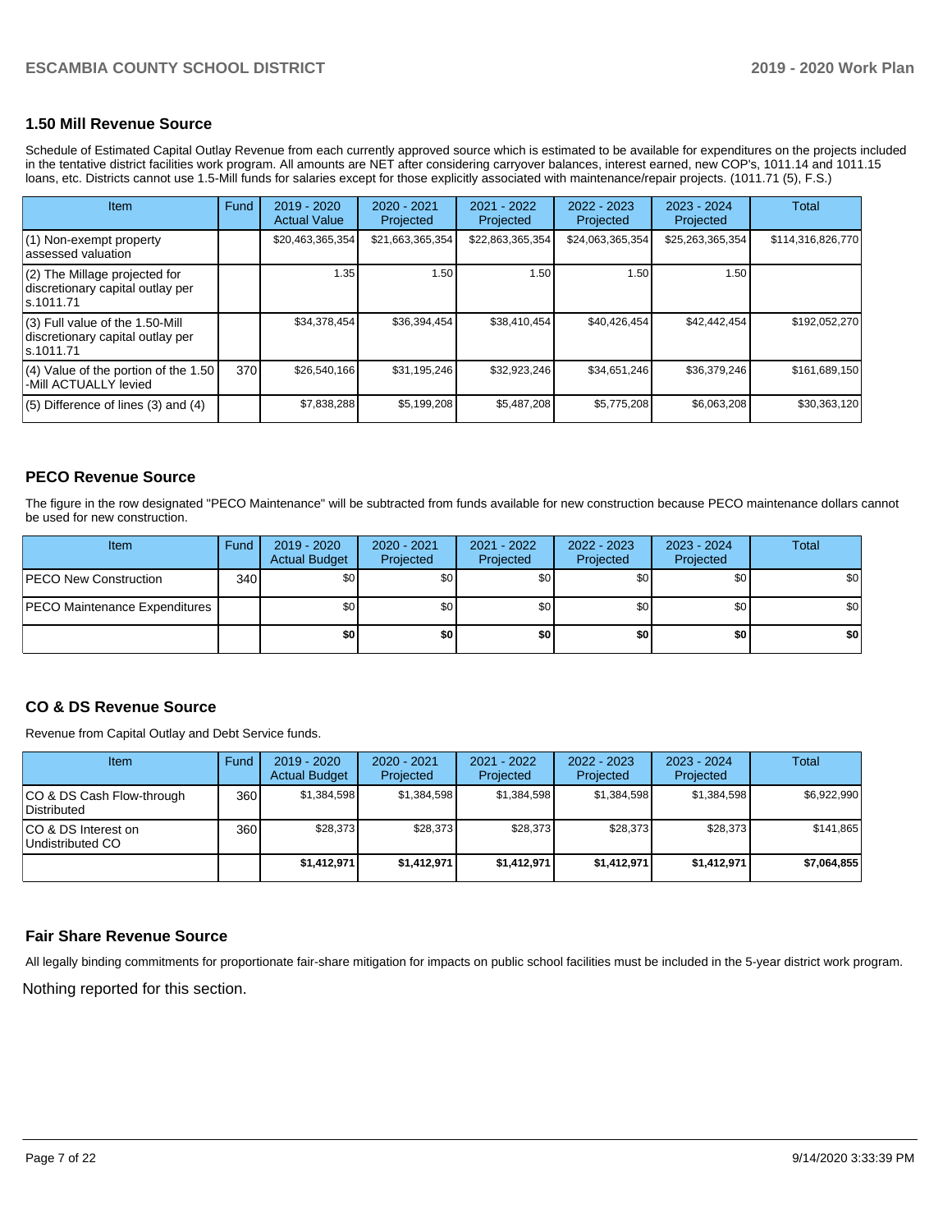## 1.50 Mill Revenue Source

Schedule of Estimated Capital Outlay Revenue from each currently approved source which is estimated to be available for expenditures on the projects included in the tentative district facilities work program. All amounts are NET after considering carryover balances, interest earned, new COP's, 1011.14 and 1011.15 loans, etc. Districts cannot use 1.5-Mill funds for salaries except for those explicitly associated with maintenance/repair projects. (1011.71 (5), F.S.)

| Item | Fund | 2019 - 2020 Actual Value | 2020 - 2021 Projected | 2021 - 2022 Projected | 2022 - 2023 Projected | 2023 - 2024 Projected | Total |
|---|---|---|---|---|---|---|---|
| (1) Non-exempt property assessed valuation | | $20,463,365,354 | $21,663,365,354 | $22,863,365,354 | $24,063,365,354 | $25,263,365,354 | $114,316,826,770 |
| (2) The Millage projected for discretionary capital outlay per s.1011.71 | | 1.35 | 1.50 | 1.50 | 1.50 | 1.50 | |
| (3) Full value of the 1.50-Mill discretionary capital outlay per s.1011.71 | | $34,378,454 | $36,394,454 | $38,410,454 | $40,426,454 | $42,442,454 | $192,052,270 |
| (4) Value of the portion of the 1.50 -Mill ACTUALLY levied | 370 | $26,540,166 | $31,195,246 | $32,923,246 | $34,651,246 | $36,379,246 | $161,689,150 |
| (5) Difference of lines (3) and (4) | | $7,838,288 | $5,199,208 | $5,487,208 | $5,775,208 | $6,063,208 | $30,363,120 |

## PECO Revenue Source

The figure in the row designated "PECO Maintenance" will be subtracted from funds available for new construction because PECO maintenance dollars cannot be used for new construction.

| Item | Fund | 2019 - 2020 Actual Budget | 2020 - 2021 Projected | 2021 - 2022 Projected | 2022 - 2023 Projected | 2023 - 2024 Projected | Total |
|---|---|---|---|---|---|---|---|
| PECO New Construction | 340 | $0 | $0 | $0 | $0 | $0 | $0 |
| PECO Maintenance Expenditures | | $0 | $0 | $0 | $0 | $0 | $0 |
| | | **$0** | **$0** | **$0** | **$0** | **$0** | **$0** |

## CO & DS Revenue Source

Revenue from Capital Outlay and Debt Service funds.

| Item | Fund | 2019 - 2020 Actual Budget | 2020 - 2021 Projected | 2021 - 2022 Projected | 2022 - 2023 Projected | 2023 - 2024 Projected | Total |
|---|---|---|---|---|---|---|---|
| CO & DS Cash Flow-through Distributed | 360 | $1,384,598 | $1,384,598 | $1,384,598 | $1,384,598 | $1,384,598 | $6,922,990 |
| CO & DS Interest on Undistributed CO | 360 | $28,373 | $28,373 | $28,373 | $28,373 | $28,373 | $141,865 |
| | | **$1,412,971** | **$1,412,971** | **$1,412,971** | **$1,412,971** | **$1,412,971** | **$7,064,855** |

## Fair Share Revenue Source

All legally binding commitments for proportionate fair-share mitigation for impacts on public school facilities must be included in the 5-year district work program.

Nothing reported for this section.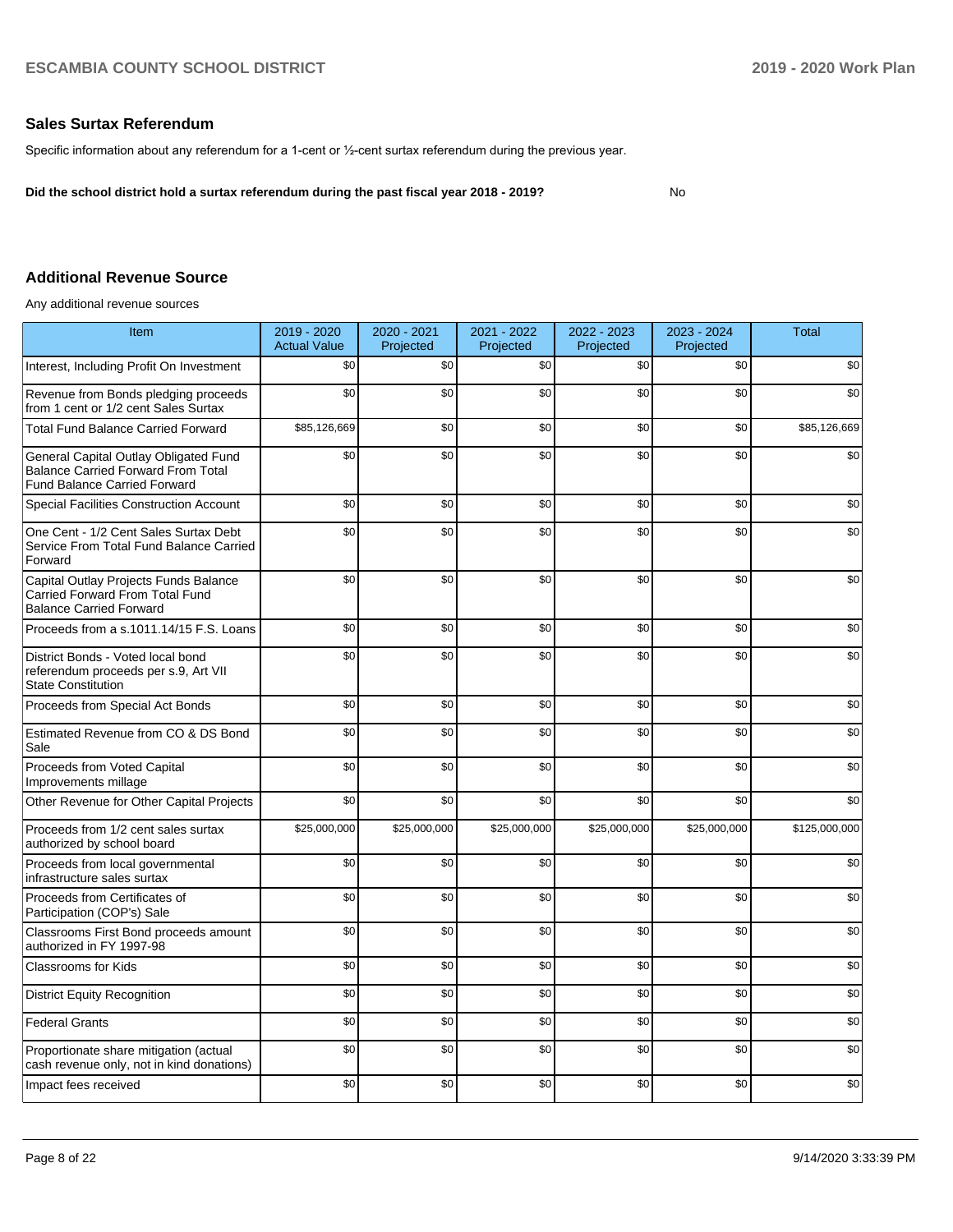## Sales Surtax Referendum

Specific information about any referendum for a 1-cent or ½-cent surtax referendum during the previous year.

**Did the school district hold a surtax referendum during the past fiscal year 2018 - 2019?** No

## Additional Revenue Source

Any additional revenue sources

| Item | 2019 - 2020 Actual Value | 2020 - 2021 Projected | 2021 - 2022 Projected | 2022 - 2023 Projected | 2023 - 2024 Projected | Total |
|---|---|---|---|---|---|---|
| Interest, Including Profit On Investment | $0 | $0 | $0 | $0 | $0 | $0 |
| Revenue from Bonds pledging proceeds from 1 cent or 1/2 cent Sales Surtax | $0 | $0 | $0 | $0 | $0 | $0 |
| Total Fund Balance Carried Forward | $85,126,669 | $0 | $0 | $0 | $0 | $85,126,669 |
| General Capital Outlay Obligated Fund Balance Carried Forward From Total Fund Balance Carried Forward | $0 | $0 | $0 | $0 | $0 | $0 |
| Special Facilities Construction Account | $0 | $0 | $0 | $0 | $0 | $0 |
| One Cent - 1/2 Cent Sales Surtax Debt Service From Total Fund Balance Carried Forward | $0 | $0 | $0 | $0 | $0 | $0 |
| Capital Outlay Projects Funds Balance Carried Forward From Total Fund Balance Carried Forward | $0 | $0 | $0 | $0 | $0 | $0 |
| Proceeds from a s.1011.14/15 F.S. Loans | $0 | $0 | $0 | $0 | $0 | $0 |
| District Bonds - Voted local bond referendum proceeds per s.9, Art VII State Constitution | $0 | $0 | $0 | $0 | $0 | $0 |
| Proceeds from Special Act Bonds | $0 | $0 | $0 | $0 | $0 | $0 |
| Estimated Revenue from CO & DS Bond Sale | $0 | $0 | $0 | $0 | $0 | $0 |
| Proceeds from Voted Capital Improvements millage | $0 | $0 | $0 | $0 | $0 | $0 |
| Other Revenue for Other Capital Projects | $0 | $0 | $0 | $0 | $0 | $0 |
| Proceeds from 1/2 cent sales surtax authorized by school board | $25,000,000 | $25,000,000 | $25,000,000 | $25,000,000 | $25,000,000 | $125,000,000 |
| Proceeds from local governmental infrastructure sales surtax | $0 | $0 | $0 | $0 | $0 | $0 |
| Proceeds from Certificates of Participation (COP's) Sale | $0 | $0 | $0 | $0 | $0 | $0 |
| Classrooms First Bond proceeds amount authorized in FY 1997-98 | $0 | $0 | $0 | $0 | $0 | $0 |
| Classrooms for Kids | $0 | $0 | $0 | $0 | $0 | $0 |
| District Equity Recognition | $0 | $0 | $0 | $0 | $0 | $0 |
| Federal Grants | $0 | $0 | $0 | $0 | $0 | $0 |
| Proportionate share mitigation (actual cash revenue only, not in kind donations) | $0 | $0 | $0 | $0 | $0 | $0 |
| Impact fees received | $0 | $0 | $0 | $0 | $0 | $0 |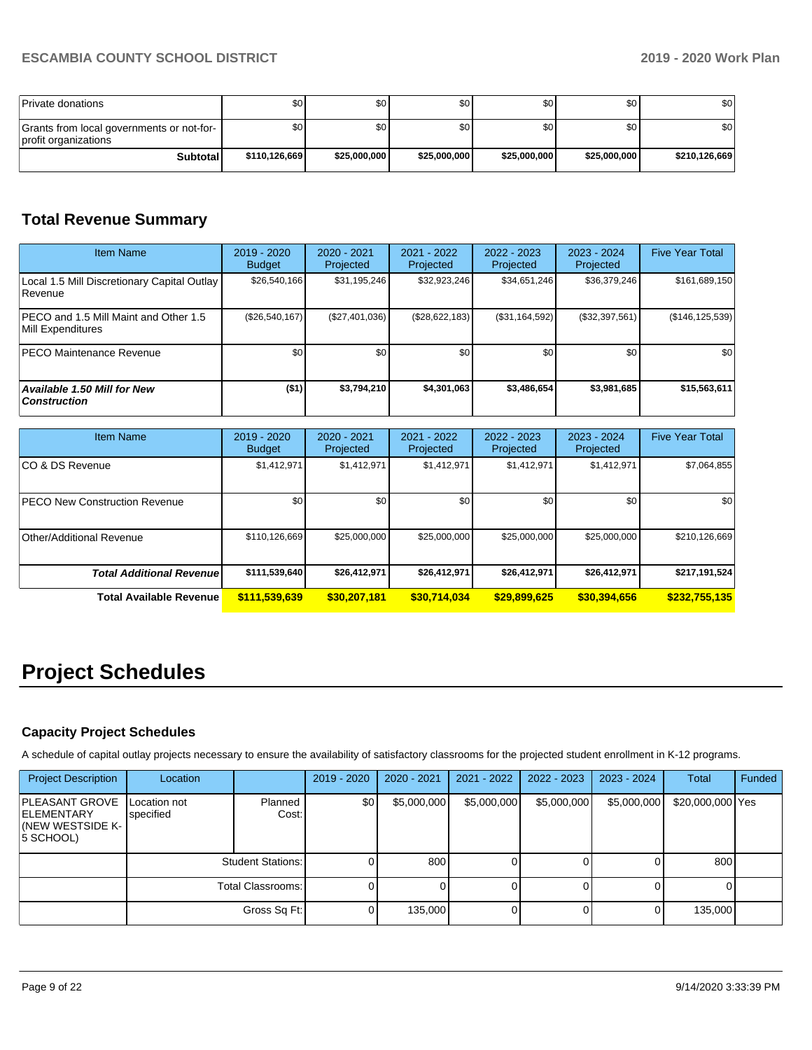| | | | | | | |
|---|---|---|---|---|---|---|
| Private donations | $0 | $0 | $0 | $0 | $0 | $0 |
| Grants from local governments or not-for-profit organizations | $0 | $0 | $0 | $0 | $0 | $0 |
| **Subtotal** | **$110,126,669** | **$25,000,000** | **$25,000,000** | **$25,000,000** | **$25,000,000** | **$210,126,669** |

## Total Revenue Summary

| Item Name | 2019 - 2020 Budget | 2020 - 2021 Projected | 2021 - 2022 Projected | 2022 - 2023 Projected | 2023 - 2024 Projected | Five Year Total |
|---|---|---|---|---|---|---|
| Local 1.5 Mill Discretionary Capital Outlay Revenue | $26,540,166 | $31,195,246 | $32,923,246 | $34,651,246 | $36,379,246 | $161,689,150 |
| PECO and 1.5 Mill Maint and Other 1.5 Mill Expenditures | ($26,540,167) | ($27,401,036) | ($28,622,183) | ($31,164,592) | ($32,397,561) | ($146,125,539) |
| PECO Maintenance Revenue | $0 | $0 | $0 | $0 | $0 | $0 |
| ***Available 1.50 Mill for New Construction*** | **($1)** | **$3,794,210** | **$4,301,063** | **$3,486,654** | **$3,981,685** | **$15,563,611** |

| Item Name | 2019 - 2020 Budget | 2020 - 2021 Projected | 2021 - 2022 Projected | 2022 - 2023 Projected | 2023 - 2024 Projected | Five Year Total |
|---|---|---|---|---|---|---|
| CO & DS Revenue | $1,412,971 | $1,412,971 | $1,412,971 | $1,412,971 | $1,412,971 | $7,064,855 |
| PECO New Construction Revenue | $0 | $0 | $0 | $0 | $0 | $0 |
| Other/Additional Revenue | $110,126,669 | $25,000,000 | $25,000,000 | $25,000,000 | $25,000,000 | $210,126,669 |
| ***Total Additional Revenue*** | **$111,539,640** | **$26,412,971** | **$26,412,971** | **$26,412,971** | **$26,412,971** | **$217,191,524** |
| **Total Available Revenue** | **$111,539,639** | **$30,207,181** | **$30,714,034** | **$29,899,625** | **$30,394,656** | **$232,755,135** |

# Project Schedules

### Capacity Project Schedules

A schedule of capital outlay projects necessary to ensure the availability of satisfactory classrooms for the projected student enrollment in K-12 programs.

| Project Description | Location | | 2019 - 2020 | 2020 - 2021 | 2021 - 2022 | 2022 - 2023 | 2023 - 2024 | Total | Funded |
|---|---|---|---|---|---|---|---|---|---|
| PLEASANT GROVE ELEMENTARY (NEW WESTSIDE K-5 SCHOOL) | Location not specified | Planned Cost: | $0 | $5,000,000 | $5,000,000 | $5,000,000 | $5,000,000 | $20,000,000 | Yes |
| | | Student Stations: | 0 | 800 | 0 | 0 | 0 | 800 | |
| | | Total Classrooms: | 0 | 0 | 0 | 0 | 0 | 0 | |
| | | Gross Sq Ft: | 0 | 135,000 | 0 | 0 | 0 | 135,000 | |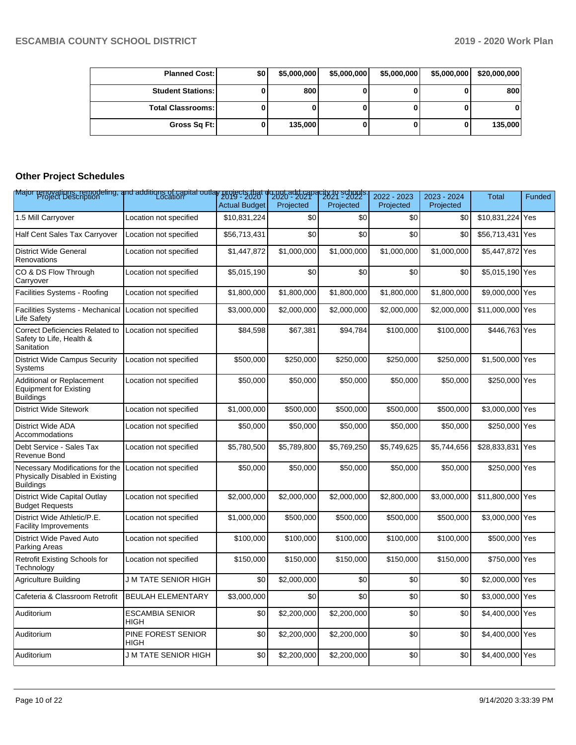| Planned Cost: | $0 | $5,000,000 | $5,000,000 | $5,000,000 | $5,000,000 | $20,000,000 |
|---|---|---|---|---|---|---|
| Student Stations: | 0 | 800 | 0 | 0 | 0 | 800 |
| Total Classrooms: | 0 | 0 | 0 | 0 | 0 | 0 |
| Gross Sq Ft: | 0 | 135,000 | 0 | 0 | 0 | 135,000 |

## Other Project Schedules

Major renovations, remodeling, and additions of capital outlay projects that do not add capacity to schools.

| Project Description | Location | 2019 - 2020 Actual Budget | 2020 - 2021 Projected | 2021 - 2022 Projected | 2022 - 2023 Projected | 2023 - 2024 Projected | Total | Funded |
|---|---|---|---|---|---|---|---|---|
| 1.5 Mill Carryover | Location not specified | $10,831,224 | $0 | $0 | $0 | $0 | $10,831,224 | Yes |
| Half Cent Sales Tax Carryover | Location not specified | $56,713,431 | $0 | $0 | $0 | $0 | $56,713,431 | Yes |
| District Wide General Renovations | Location not specified | $1,447,872 | $1,000,000 | $1,000,000 | $1,000,000 | $1,000,000 | $5,447,872 | Yes |
| CO & DS Flow Through Carryover | Location not specified | $5,015,190 | $0 | $0 | $0 | $0 | $5,015,190 | Yes |
| Facilities Systems - Roofing | Location not specified | $1,800,000 | $1,800,000 | $1,800,000 | $1,800,000 | $1,800,000 | $9,000,000 | Yes |
| Facilities Systems - Mechanical Life Safety | Location not specified | $3,000,000 | $2,000,000 | $2,000,000 | $2,000,000 | $2,000,000 | $11,000,000 | Yes |
| Correct Deficiencies Related to Safety to Life, Health & Sanitation | Location not specified | $84,598 | $67,381 | $94,784 | $100,000 | $100,000 | $446,763 | Yes |
| District Wide Campus Security Systems | Location not specified | $500,000 | $250,000 | $250,000 | $250,000 | $250,000 | $1,500,000 | Yes |
| Additional or Replacement Equipment for Existing Buildings | Location not specified | $50,000 | $50,000 | $50,000 | $50,000 | $50,000 | $250,000 | Yes |
| District Wide Sitework | Location not specified | $1,000,000 | $500,000 | $500,000 | $500,000 | $500,000 | $3,000,000 | Yes |
| District Wide ADA Accommodations | Location not specified | $50,000 | $50,000 | $50,000 | $50,000 | $50,000 | $250,000 | Yes |
| Debt Service - Sales Tax Revenue Bond | Location not specified | $5,780,500 | $5,789,800 | $5,769,250 | $5,749,625 | $5,744,656 | $28,833,831 | Yes |
| Necessary Modifications for the Physically Disabled in Existing Buildings | Location not specified | $50,000 | $50,000 | $50,000 | $50,000 | $50,000 | $250,000 | Yes |
| District Wide Capital Outlay Budget Requests | Location not specified | $2,000,000 | $2,000,000 | $2,000,000 | $2,800,000 | $3,000,000 | $11,800,000 | Yes |
| District Wide Athletic/P.E. Facility Improvements | Location not specified | $1,000,000 | $500,000 | $500,000 | $500,000 | $500,000 | $3,000,000 | Yes |
| District Wide Paved Auto Parking Areas | Location not specified | $100,000 | $100,000 | $100,000 | $100,000 | $100,000 | $500,000 | Yes |
| Retrofit Existing Schools for Technology | Location not specified | $150,000 | $150,000 | $150,000 | $150,000 | $150,000 | $750,000 | Yes |
| Agriculture Building | J M TATE SENIOR HIGH | $0 | $2,000,000 | $0 | $0 | $0 | $2,000,000 | Yes |
| Cafeteria & Classroom Retrofit | BEULAH ELEMENTARY | $3,000,000 | $0 | $0 | $0 | $0 | $3,000,000 | Yes |
| Auditorium | ESCAMBIA SENIOR HIGH | $0 | $2,200,000 | $2,200,000 | $0 | $0 | $4,400,000 | Yes |
| Auditorium | PINE FOREST SENIOR HIGH | $0 | $2,200,000 | $2,200,000 | $0 | $0 | $4,400,000 | Yes |
| Auditorium | J M TATE SENIOR HIGH | $0 | $2,200,000 | $2,200,000 | $0 | $0 | $4,400,000 | Yes |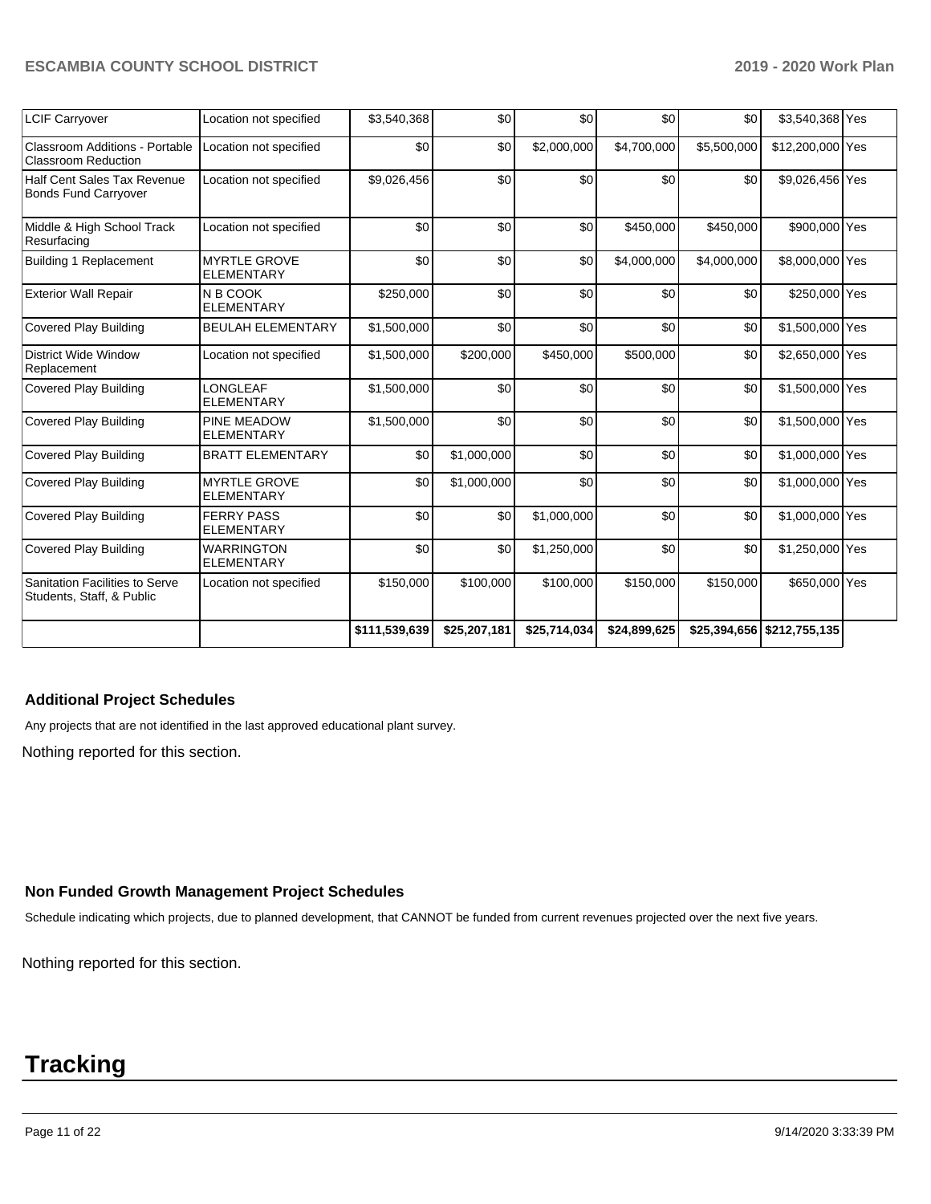| | | | | | | | | |
|---|---|---|---|---|---|---|---|---|
| LCIF Carryover | Location not specified | $3,540,368 | $0 | $0 | $0 | $0 | $3,540,368 | Yes |
| Classroom Additions - Portable Classroom Reduction | Location not specified | $0 | $0 | $2,000,000 | $4,700,000 | $5,500,000 | $12,200,000 | Yes |
| Half Cent Sales Tax Revenue Bonds Fund Carryover | Location not specified | $9,026,456 | $0 | $0 | $0 | $0 | $9,026,456 | Yes |
| Middle & High School Track Resurfacing | Location not specified | $0 | $0 | $0 | $450,000 | $450,000 | $900,000 | Yes |
| Building 1 Replacement | MYRTLE GROVE ELEMENTARY | $0 | $0 | $0 | $4,000,000 | $4,000,000 | $8,000,000 | Yes |
| Exterior Wall Repair | N B COOK ELEMENTARY | $250,000 | $0 | $0 | $0 | $0 | $250,000 | Yes |
| Covered Play Building | BEULAH ELEMENTARY | $1,500,000 | $0 | $0 | $0 | $0 | $1,500,000 | Yes |
| District Wide Window Replacement | Location not specified | $1,500,000 | $200,000 | $450,000 | $500,000 | $0 | $2,650,000 | Yes |
| Covered Play Building | LONGLEAF ELEMENTARY | $1,500,000 | $0 | $0 | $0 | $0 | $1,500,000 | Yes |
| Covered Play Building | PINE MEADOW ELEMENTARY | $1,500,000 | $0 | $0 | $0 | $0 | $1,500,000 | Yes |
| Covered Play Building | BRATT ELEMENTARY | $0 | $1,000,000 | $0 | $0 | $0 | $1,000,000 | Yes |
| Covered Play Building | MYRTLE GROVE ELEMENTARY | $0 | $1,000,000 | $0 | $0 | $0 | $1,000,000 | Yes |
| Covered Play Building | FERRY PASS ELEMENTARY | $0 | $0 | $1,000,000 | $0 | $0 | $1,000,000 | Yes |
| Covered Play Building | WARRINGTON ELEMENTARY | $0 | $0 | $1,250,000 | $0 | $0 | $1,250,000 | Yes |
| Sanitation Facilities to Serve Students, Staff, & Public | Location not specified | $150,000 | $100,000 | $100,000 | $150,000 | $150,000 | $650,000 | Yes |
| | | $111,539,639 | $25,207,181 | $25,714,034 | $24,899,625 | $25,394,656 | $212,755,135 | |

### Additional Project Schedules

Any projects that are not identified in the last approved educational plant survey.

Nothing reported for this section.

### Non Funded Growth Management Project Schedules

Schedule indicating which projects, due to planned development, that CANNOT be funded from current revenues projected over the next five years.

Nothing reported for this section.

# Tracking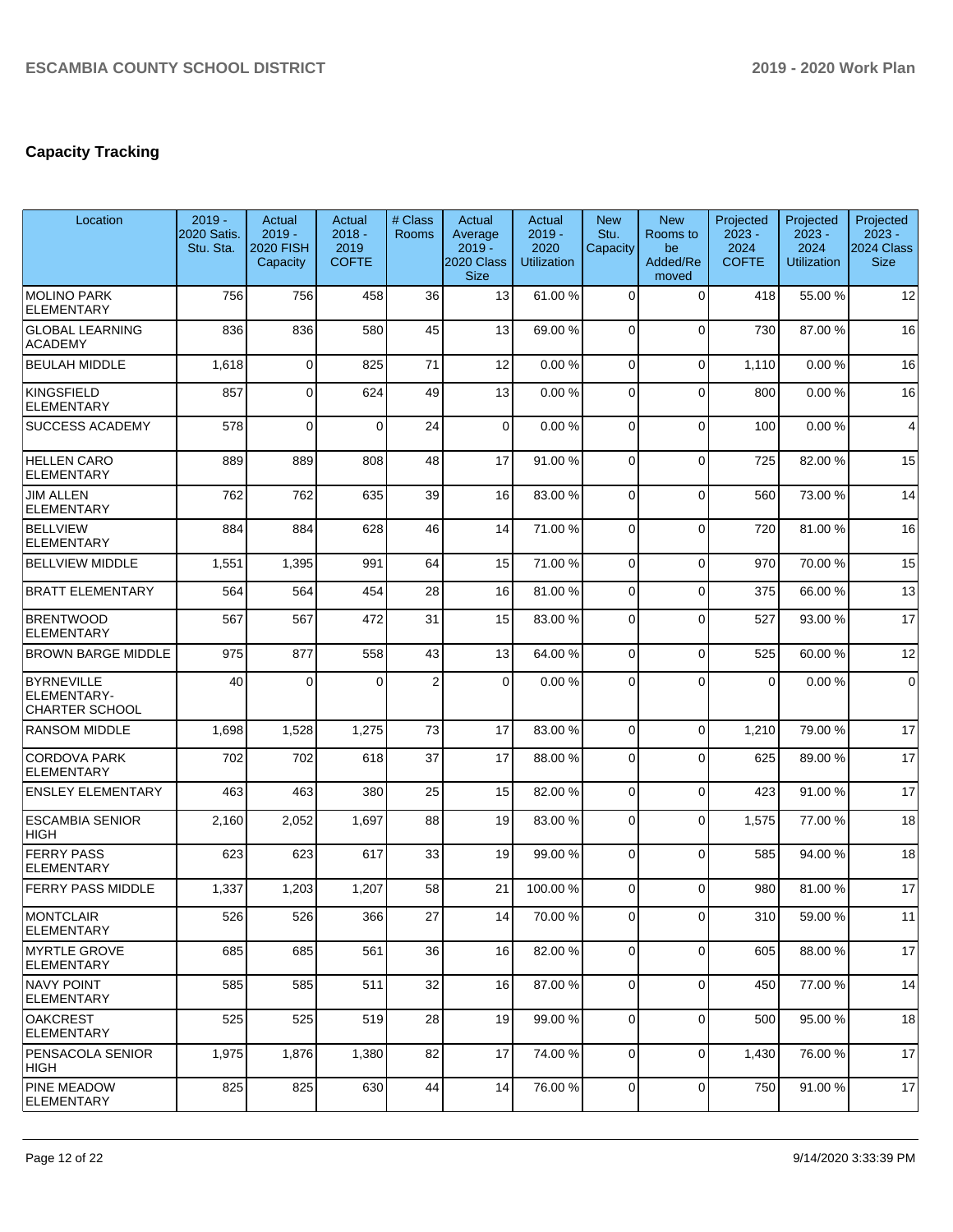## Capacity Tracking

| Location | 2019 - 2020 Satis. Stu. Sta. | Actual 2019 - 2020 FISH Capacity | Actual 2018 - 2019 COFTE | # Class Rooms | Actual Average 2019 - 2020 Class Size | Actual 2019 - 2020 Utilization | New Stu. Capacity | New Rooms to be Added/Removed | Projected 2023 - 2024 COFTE | Projected 2023 - 2024 Utilization | Projected 2023 - 2024 Class Size |
|---|---|---|---|---|---|---|---|---|---|---|---|
| MOLINO PARK ELEMENTARY | 756 | 756 | 458 | 36 | 13 | 61.00 % | 0 | 0 | 418 | 55.00 % | 12 |
| GLOBAL LEARNING ACADEMY | 836 | 836 | 580 | 45 | 13 | 69.00 % | 0 | 0 | 730 | 87.00 % | 16 |
| BEULAH MIDDLE | 1,618 | 0 | 825 | 71 | 12 | 0.00 % | 0 | 0 | 1,110 | 0.00 % | 16 |
| KINGSFIELD ELEMENTARY | 857 | 0 | 624 | 49 | 13 | 0.00 % | 0 | 0 | 800 | 0.00 % | 16 |
| SUCCESS ACADEMY | 578 | 0 | 0 | 24 | 0 | 0.00 % | 0 | 0 | 100 | 0.00 % | 4 |
| HELLEN CARO ELEMENTARY | 889 | 889 | 808 | 48 | 17 | 91.00 % | 0 | 0 | 725 | 82.00 % | 15 |
| JIM ALLEN ELEMENTARY | 762 | 762 | 635 | 39 | 16 | 83.00 % | 0 | 0 | 560 | 73.00 % | 14 |
| BELLVIEW ELEMENTARY | 884 | 884 | 628 | 46 | 14 | 71.00 % | 0 | 0 | 720 | 81.00 % | 16 |
| BELLVIEW MIDDLE | 1,551 | 1,395 | 991 | 64 | 15 | 71.00 % | 0 | 0 | 970 | 70.00 % | 15 |
| BRATT ELEMENTARY | 564 | 564 | 454 | 28 | 16 | 81.00 % | 0 | 0 | 375 | 66.00 % | 13 |
| BRENTWOOD ELEMENTARY | 567 | 567 | 472 | 31 | 15 | 83.00 % | 0 | 0 | 527 | 93.00 % | 17 |
| BROWN BARGE MIDDLE | 975 | 877 | 558 | 43 | 13 | 64.00 % | 0 | 0 | 525 | 60.00 % | 12 |
| BYRNEVILLE ELEMENTARY-CHARTER SCHOOL | 40 | 0 | 0 | 2 | 0 | 0.00 % | 0 | 0 | 0 | 0.00 % | 0 |
| RANSOM MIDDLE | 1,698 | 1,528 | 1,275 | 73 | 17 | 83.00 % | 0 | 0 | 1,210 | 79.00 % | 17 |
| CORDOVA PARK ELEMENTARY | 702 | 702 | 618 | 37 | 17 | 88.00 % | 0 | 0 | 625 | 89.00 % | 17 |
| ENSLEY ELEMENTARY | 463 | 463 | 380 | 25 | 15 | 82.00 % | 0 | 0 | 423 | 91.00 % | 17 |
| ESCAMBIA SENIOR HIGH | 2,160 | 2,052 | 1,697 | 88 | 19 | 83.00 % | 0 | 0 | 1,575 | 77.00 % | 18 |
| FERRY PASS ELEMENTARY | 623 | 623 | 617 | 33 | 19 | 99.00 % | 0 | 0 | 585 | 94.00 % | 18 |
| FERRY PASS MIDDLE | 1,337 | 1,203 | 1,207 | 58 | 21 | 100.00 % | 0 | 0 | 980 | 81.00 % | 17 |
| MONTCLAIR ELEMENTARY | 526 | 526 | 366 | 27 | 14 | 70.00 % | 0 | 0 | 310 | 59.00 % | 11 |
| MYRTLE GROVE ELEMENTARY | 685 | 685 | 561 | 36 | 16 | 82.00 % | 0 | 0 | 605 | 88.00 % | 17 |
| NAVY POINT ELEMENTARY | 585 | 585 | 511 | 32 | 16 | 87.00 % | 0 | 0 | 450 | 77.00 % | 14 |
| OAKCREST ELEMENTARY | 525 | 525 | 519 | 28 | 19 | 99.00 % | 0 | 0 | 500 | 95.00 % | 18 |
| PENSACOLA SENIOR HIGH | 1,975 | 1,876 | 1,380 | 82 | 17 | 74.00 % | 0 | 0 | 1,430 | 76.00 % | 17 |
| PINE MEADOW ELEMENTARY | 825 | 825 | 630 | 44 | 14 | 76.00 % | 0 | 0 | 750 | 91.00 % | 17 |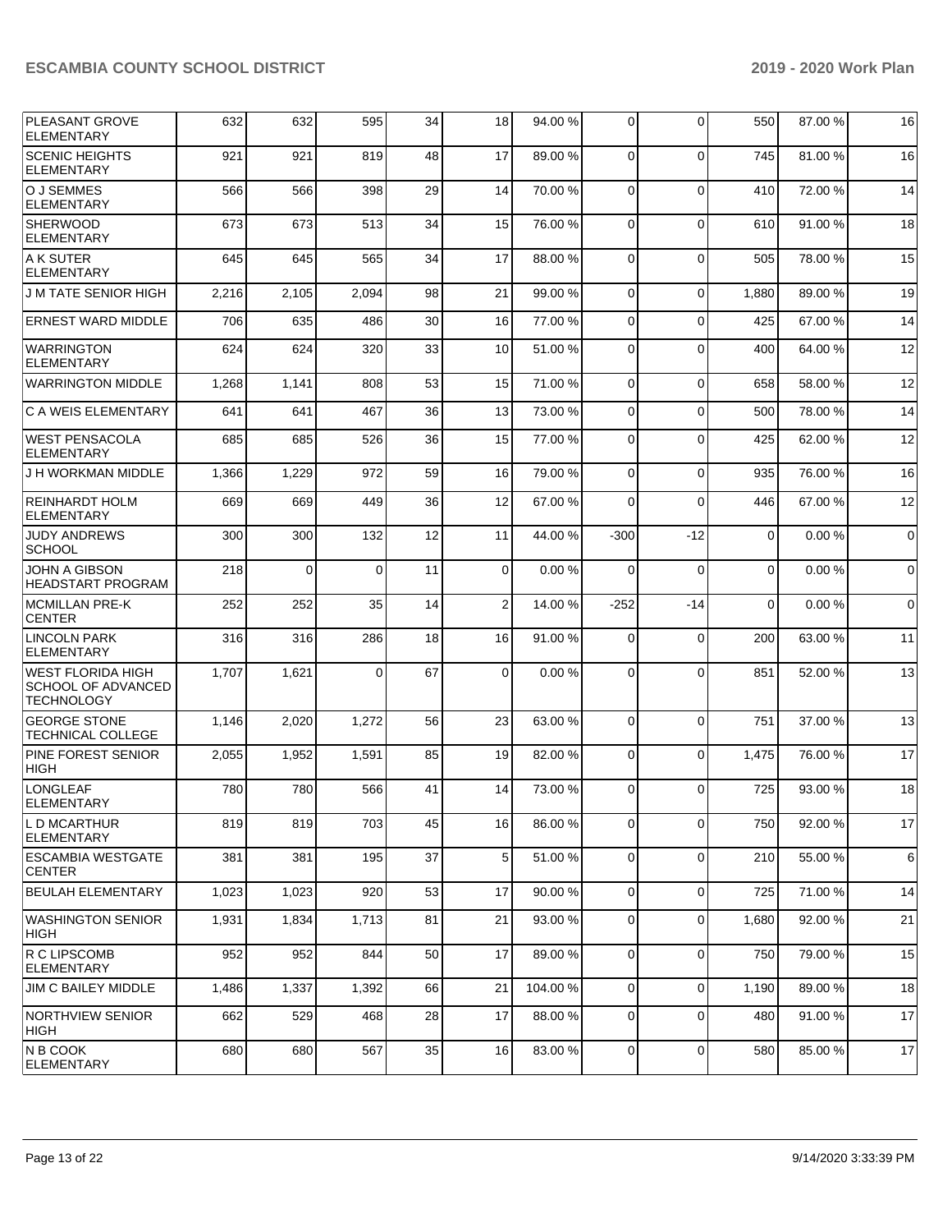| | | | | | | | | | | |
|---|---|---|---|---|---|---|---|---|---|---|
| PLEASANT GROVE ELEMENTARY | 632 | 632 | 595 | 34 | 18 | 94.00 % | 0 | 0 | 550 | 87.00 % | 16 |
| SCENIC HEIGHTS ELEMENTARY | 921 | 921 | 819 | 48 | 17 | 89.00 % | 0 | 0 | 745 | 81.00 % | 16 |
| O J SEMMES ELEMENTARY | 566 | 566 | 398 | 29 | 14 | 70.00 % | 0 | 0 | 410 | 72.00 % | 14 |
| SHERWOOD ELEMENTARY | 673 | 673 | 513 | 34 | 15 | 76.00 % | 0 | 0 | 610 | 91.00 % | 18 |
| A K SUTER ELEMENTARY | 645 | 645 | 565 | 34 | 17 | 88.00 % | 0 | 0 | 505 | 78.00 % | 15 |
| J M TATE SENIOR HIGH | 2,216 | 2,105 | 2,094 | 98 | 21 | 99.00 % | 0 | 0 | 1,880 | 89.00 % | 19 |
| ERNEST WARD MIDDLE | 706 | 635 | 486 | 30 | 16 | 77.00 % | 0 | 0 | 425 | 67.00 % | 14 |
| WARRINGTON ELEMENTARY | 624 | 624 | 320 | 33 | 10 | 51.00 % | 0 | 0 | 400 | 64.00 % | 12 |
| WARRINGTON MIDDLE | 1,268 | 1,141 | 808 | 53 | 15 | 71.00 % | 0 | 0 | 658 | 58.00 % | 12 |
| C A WEIS ELEMENTARY | 641 | 641 | 467 | 36 | 13 | 73.00 % | 0 | 0 | 500 | 78.00 % | 14 |
| WEST PENSACOLA ELEMENTARY | 685 | 685 | 526 | 36 | 15 | 77.00 % | 0 | 0 | 425 | 62.00 % | 12 |
| J H WORKMAN MIDDLE | 1,366 | 1,229 | 972 | 59 | 16 | 79.00 % | 0 | 0 | 935 | 76.00 % | 16 |
| REINHARDT HOLM ELEMENTARY | 669 | 669 | 449 | 36 | 12 | 67.00 % | 0 | 0 | 446 | 67.00 % | 12 |
| JUDY ANDREWS SCHOOL | 300 | 300 | 132 | 12 | 11 | 44.00 % | -300 | -12 | 0 | 0.00 % | 0 |
| JOHN A GIBSON HEADSTART PROGRAM | 218 | 0 | 0 | 11 | 0 | 0.00 % | 0 | 0 | 0 | 0.00 % | 0 |
| MCMILLAN PRE-K CENTER | 252 | 252 | 35 | 14 | 2 | 14.00 % | -252 | -14 | 0 | 0.00 % | 0 |
| LINCOLN PARK ELEMENTARY | 316 | 316 | 286 | 18 | 16 | 91.00 % | 0 | 0 | 200 | 63.00 % | 11 |
| WEST FLORIDA HIGH SCHOOL OF ADVANCED TECHNOLOGY | 1,707 | 1,621 | 0 | 67 | 0 | 0.00 % | 0 | 0 | 851 | 52.00 % | 13 |
| GEORGE STONE TECHNICAL COLLEGE | 1,146 | 2,020 | 1,272 | 56 | 23 | 63.00 % | 0 | 0 | 751 | 37.00 % | 13 |
| PINE FOREST SENIOR HIGH | 2,055 | 1,952 | 1,591 | 85 | 19 | 82.00 % | 0 | 0 | 1,475 | 76.00 % | 17 |
| LONGLEAF ELEMENTARY | 780 | 780 | 566 | 41 | 14 | 73.00 % | 0 | 0 | 725 | 93.00 % | 18 |
| L D MCARTHUR ELEMENTARY | 819 | 819 | 703 | 45 | 16 | 86.00 % | 0 | 0 | 750 | 92.00 % | 17 |
| ESCAMBIA WESTGATE CENTER | 381 | 381 | 195 | 37 | 5 | 51.00 % | 0 | 0 | 210 | 55.00 % | 6 |
| BEULAH ELEMENTARY | 1,023 | 1,023 | 920 | 53 | 17 | 90.00 % | 0 | 0 | 725 | 71.00 % | 14 |
| WASHINGTON SENIOR HIGH | 1,931 | 1,834 | 1,713 | 81 | 21 | 93.00 % | 0 | 0 | 1,680 | 92.00 % | 21 |
| R C LIPSCOMB ELEMENTARY | 952 | 952 | 844 | 50 | 17 | 89.00 % | 0 | 0 | 750 | 79.00 % | 15 |
| JIM C BAILEY MIDDLE | 1,486 | 1,337 | 1,392 | 66 | 21 | 104.00 % | 0 | 0 | 1,190 | 89.00 % | 18 |
| NORTHVIEW SENIOR HIGH | 662 | 529 | 468 | 28 | 17 | 88.00 % | 0 | 0 | 480 | 91.00 % | 17 |
| N B COOK ELEMENTARY | 680 | 680 | 567 | 35 | 16 | 83.00 % | 0 | 0 | 580 | 85.00 % | 17 |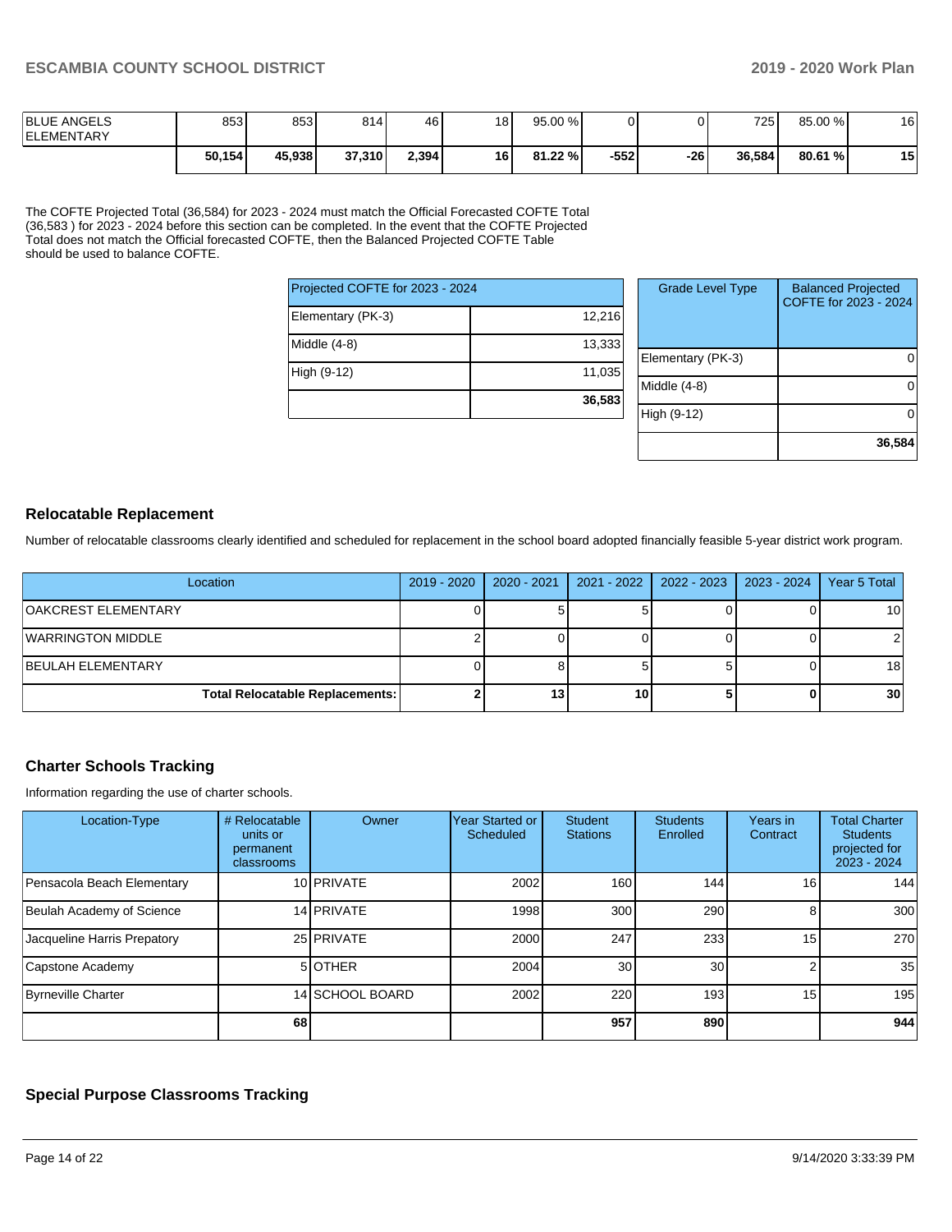| BLUE ANGELS ELEMENTARY | 853 | 853 | 814 | 46 | 18 | 95.00 % | 0 | 0 | 725 | 85.00 % | 16 |
|---|---|---|---|---|---|---|---|---|---|---|---|
| | **50,154** | **45,938** | **37,310** | **2,394** | **16** | **81.22 %** | **-552** | **-26** | **36,584** | **80.61 %** | **15** |

The COFTE Projected Total (36,584) for 2023 - 2024 must match the Official Forecasted COFTE Total (36,583 ) for 2023 - 2024 before this section can be completed. In the event that the COFTE Projected Total does not match the Official forecasted COFTE, then the Balanced Projected COFTE Table should be used to balance COFTE.

| Projected COFTE for 2023 - 2024 | |
|---|---|
| Elementary (PK-3) | 12,216 |
| Middle (4-8) | 13,333 |
| High (9-12) | 11,035 |
| | **36,583** |

| Grade Level Type | Balanced Projected COFTE for 2023 - 2024 |
|---|---|
| Elementary (PK-3) | 0 |
| Middle (4-8) | 0 |
| High (9-12) | 0 |
| | **36,584** |

## Relocatable Replacement

Number of relocatable classrooms clearly identified and scheduled for replacement in the school board adopted financially feasible 5-year district work program.

| Location | 2019 - 2020 | 2020 - 2021 | 2021 - 2022 | 2022 - 2023 | 2023 - 2024 | Year 5 Total |
|---|---|---|---|---|---|---|
| OAKCREST ELEMENTARY | 0 | 5 | 5 | 0 | 0 | 10 |
| WARRINGTON MIDDLE | 2 | 0 | 0 | 0 | 0 | 2 |
| BEULAH ELEMENTARY | 0 | 8 | 5 | 5 | 0 | 18 |
| **Total Relocatable Replacements:** | **2** | **13** | **10** | **5** | **0** | **30** |

## Charter Schools Tracking

Information regarding the use of charter schools.

| Location-Type | # Relocatable units or permanent classrooms | Owner | Year Started or Scheduled | Student Stations | Students Enrolled | Years in Contract | Total Charter Students projected for 2023 - 2024 |
|---|---|---|---|---|---|---|---|
| Pensacola Beach Elementary | 10 | PRIVATE | 2002 | 160 | 144 | 16 | 144 |
| Beulah Academy of Science | 14 | PRIVATE | 1998 | 300 | 290 | 8 | 300 |
| Jacqueline Harris Prepatory | 25 | PRIVATE | 2000 | 247 | 233 | 15 | 270 |
| Capstone Academy | 5 | OTHER | 2004 | 30 | 30 | 2 | 35 |
| Byrneville Charter | 14 | SCHOOL BOARD | 2002 | 220 | 193 | 15 | 195 |
| | **68** | | | **957** | **890** | | **944** |

## Special Purpose Classrooms Tracking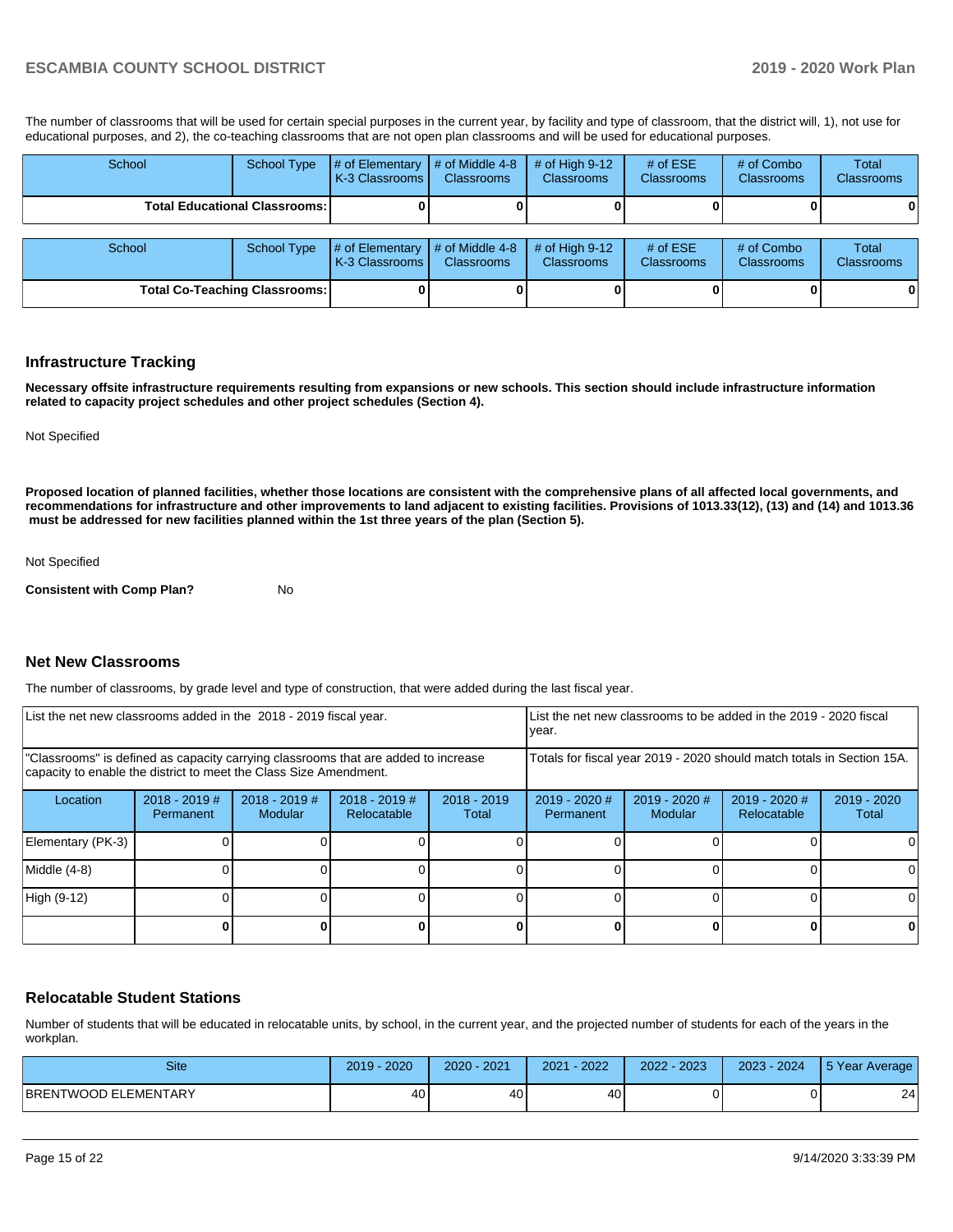The number of classrooms that will be used for certain special purposes in the current year, by facility and type of classroom, that the district will, 1), not use for educational purposes, and 2), the co-teaching classrooms that are not open plan classrooms and will be used for educational purposes.

| School | School Type | # of Elementary K-3 Classrooms | # of Middle 4-8 Classrooms | # of High 9-12 Classrooms | # of ESE Classrooms | # of Combo Classrooms | Total Classrooms |
|---|---|---|---|---|---|---|---|
| **Total Educational Classrooms:** | | **0** | **0** | **0** | **0** | **0** | **0** |

| School | School Type | # of Elementary K-3 Classrooms | # of Middle 4-8 Classrooms | # of High 9-12 Classrooms | # of ESE Classrooms | # of Combo Classrooms | Total Classrooms |
|---|---|---|---|---|---|---|---|
| **Total Co-Teaching Classrooms:** | | **0** | **0** | **0** | **0** | **0** | **0** |

## Infrastructure Tracking

**Necessary offsite infrastructure requirements resulting from expansions or new schools. This section should include infrastructure information related to capacity project schedules and other project schedules (Section 4).**

Not Specified

**Proposed location of planned facilities, whether those locations are consistent with the comprehensive plans of all affected local governments, and recommendations for infrastructure and other improvements to land adjacent to existing facilities. Provisions of 1013.33(12), (13) and (14) and 1013.36 must be addressed for new facilities planned within the 1st three years of the plan (Section 5).**

Not Specified

**Consistent with Comp Plan?** No

## Net New Classrooms

The number of classrooms, by grade level and type of construction, that were added during the last fiscal year.

| List the net new classrooms added in the 2018 - 2019 fiscal year. | | | | | List the net new classrooms to be added in the 2019 - 2020 fiscal year. | | | |
|---|---|---|---|---|---|---|---|---|
| "Classrooms" is defined as capacity carrying classrooms that are added to increase capacity to enable the district to meet the Class Size Amendment. | | | | | Totals for fiscal year 2019 - 2020 should match totals in Section 15A. | | | |
| Location | 2018 - 2019 # Permanent | 2018 - 2019 # Modular | 2018 - 2019 # Relocatable | 2018 - 2019 Total | 2019 - 2020 # Permanent | 2019 - 2020 # Modular | 2019 - 2020 # Relocatable | 2019 - 2020 Total |
| Elementary (PK-3) | 0 | 0 | 0 | 0 | 0 | 0 | 0 | 0 |
| Middle (4-8) | 0 | 0 | 0 | 0 | 0 | 0 | 0 | 0 |
| High (9-12) | 0 | 0 | 0 | 0 | 0 | 0 | 0 | 0 |
| | **0** | **0** | **0** | **0** | **0** | **0** | **0** | **0** |

## Relocatable Student Stations

Number of students that will be educated in relocatable units, by school, in the current year, and the projected number of students for each of the years in the workplan.

| Site | 2019 - 2020 | 2020 - 2021 | 2021 - 2022 | 2022 - 2023 | 2023 - 2024 | 5 Year Average |
|---|---|---|---|---|---|---|
| BRENTWOOD ELEMENTARY | 40 | 40 | 40 | 0 | 0 | 24 |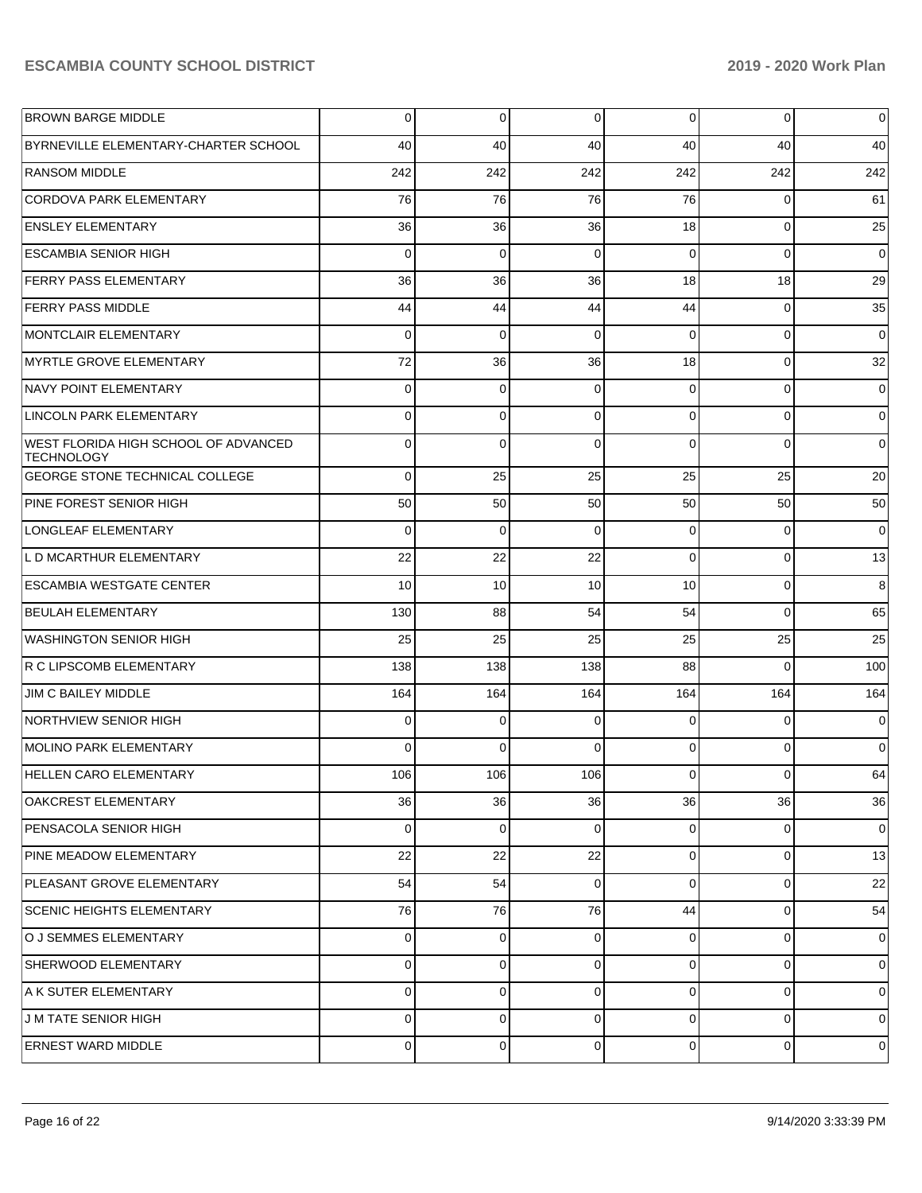| | | | | | | |
|---|---|---|---|---|---|---|
| BROWN BARGE MIDDLE | 0 | 0 | 0 | 0 | 0 | 0 |
| BYRNEVILLE ELEMENTARY-CHARTER SCHOOL | 40 | 40 | 40 | 40 | 40 | 40 |
| RANSOM MIDDLE | 242 | 242 | 242 | 242 | 242 | 242 |
| CORDOVA PARK ELEMENTARY | 76 | 76 | 76 | 76 | 0 | 61 |
| ENSLEY ELEMENTARY | 36 | 36 | 36 | 18 | 0 | 25 |
| ESCAMBIA SENIOR HIGH | 0 | 0 | 0 | 0 | 0 | 0 |
| FERRY PASS ELEMENTARY | 36 | 36 | 36 | 18 | 18 | 29 |
| FERRY PASS MIDDLE | 44 | 44 | 44 | 44 | 0 | 35 |
| MONTCLAIR ELEMENTARY | 0 | 0 | 0 | 0 | 0 | 0 |
| MYRTLE GROVE ELEMENTARY | 72 | 36 | 36 | 18 | 0 | 32 |
| NAVY POINT ELEMENTARY | 0 | 0 | 0 | 0 | 0 | 0 |
| LINCOLN PARK ELEMENTARY | 0 | 0 | 0 | 0 | 0 | 0 |
| WEST FLORIDA HIGH SCHOOL OF ADVANCED TECHNOLOGY | 0 | 0 | 0 | 0 | 0 | 0 |
| GEORGE STONE TECHNICAL COLLEGE | 0 | 25 | 25 | 25 | 25 | 20 |
| PINE FOREST SENIOR HIGH | 50 | 50 | 50 | 50 | 50 | 50 |
| LONGLEAF ELEMENTARY | 0 | 0 | 0 | 0 | 0 | 0 |
| L D MCARTHUR ELEMENTARY | 22 | 22 | 22 | 0 | 0 | 13 |
| ESCAMBIA WESTGATE CENTER | 10 | 10 | 10 | 10 | 0 | 8 |
| BEULAH ELEMENTARY | 130 | 88 | 54 | 54 | 0 | 65 |
| WASHINGTON SENIOR HIGH | 25 | 25 | 25 | 25 | 25 | 25 |
| R C LIPSCOMB ELEMENTARY | 138 | 138 | 138 | 88 | 0 | 100 |
| JIM C BAILEY MIDDLE | 164 | 164 | 164 | 164 | 164 | 164 |
| NORTHVIEW SENIOR HIGH | 0 | 0 | 0 | 0 | 0 | 0 |
| MOLINO PARK ELEMENTARY | 0 | 0 | 0 | 0 | 0 | 0 |
| HELLEN CARO ELEMENTARY | 106 | 106 | 106 | 0 | 0 | 64 |
| OAKCREST ELEMENTARY | 36 | 36 | 36 | 36 | 36 | 36 |
| PENSACOLA SENIOR HIGH | 0 | 0 | 0 | 0 | 0 | 0 |
| PINE MEADOW ELEMENTARY | 22 | 22 | 22 | 0 | 0 | 13 |
| PLEASANT GROVE ELEMENTARY | 54 | 54 | 0 | 0 | 0 | 22 |
| SCENIC HEIGHTS ELEMENTARY | 76 | 76 | 76 | 44 | 0 | 54 |
| O J SEMMES ELEMENTARY | 0 | 0 | 0 | 0 | 0 | 0 |
| SHERWOOD ELEMENTARY | 0 | 0 | 0 | 0 | 0 | 0 |
| A K SUTER ELEMENTARY | 0 | 0 | 0 | 0 | 0 | 0 |
| J M TATE SENIOR HIGH | 0 | 0 | 0 | 0 | 0 | 0 |
| ERNEST WARD MIDDLE | 0 | 0 | 0 | 0 | 0 | 0 |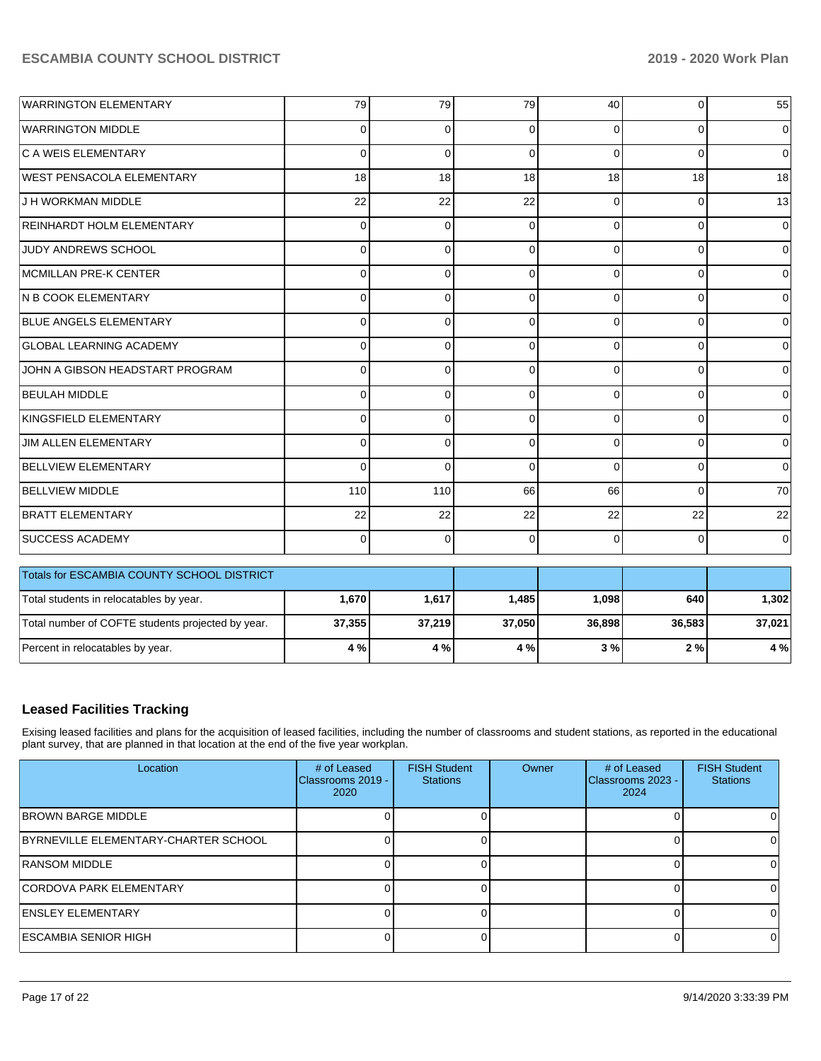| | | | | | | |
|---|---|---|---|---|---|---|
| WARRINGTON ELEMENTARY | 79 | 79 | 79 | 40 | 0 | 55 |
| WARRINGTON MIDDLE | 0 | 0 | 0 | 0 | 0 | 0 |
| C A WEIS ELEMENTARY | 0 | 0 | 0 | 0 | 0 | 0 |
| WEST PENSACOLA ELEMENTARY | 18 | 18 | 18 | 18 | 18 | 18 |
| J H WORKMAN MIDDLE | 22 | 22 | 22 | 0 | 0 | 13 |
| REINHARDT HOLM ELEMENTARY | 0 | 0 | 0 | 0 | 0 | 0 |
| JUDY ANDREWS SCHOOL | 0 | 0 | 0 | 0 | 0 | 0 |
| MCMILLAN PRE-K CENTER | 0 | 0 | 0 | 0 | 0 | 0 |
| N B COOK ELEMENTARY | 0 | 0 | 0 | 0 | 0 | 0 |
| BLUE ANGELS ELEMENTARY | 0 | 0 | 0 | 0 | 0 | 0 |
| GLOBAL LEARNING ACADEMY | 0 | 0 | 0 | 0 | 0 | 0 |
| JOHN A GIBSON HEADSTART PROGRAM | 0 | 0 | 0 | 0 | 0 | 0 |
| BEULAH MIDDLE | 0 | 0 | 0 | 0 | 0 | 0 |
| KINGSFIELD ELEMENTARY | 0 | 0 | 0 | 0 | 0 | 0 |
| JIM ALLEN ELEMENTARY | 0 | 0 | 0 | 0 | 0 | 0 |
| BELLVIEW ELEMENTARY | 0 | 0 | 0 | 0 | 0 | 0 |
| BELLVIEW MIDDLE | 110 | 110 | 66 | 66 | 0 | 70 |
| BRATT ELEMENTARY | 22 | 22 | 22 | 22 | 22 | 22 |
| SUCCESS ACADEMY | 0 | 0 | 0 | 0 | 0 | 0 |

| Totals for ESCAMBIA COUNTY SCHOOL DISTRICT | | | | | | |
|---|---|---|---|---|---|---|
| Total students in relocatables by year. | **1,670** | **1,617** | **1,485** | **1,098** | **640** | **1,302** |
| Total number of COFTE students projected by year. | **37,355** | **37,219** | **37,050** | **36,898** | **36,583** | **37,021** |
| Percent in relocatables by year. | **4 %** | **4 %** | **4 %** | **3 %** | **2 %** | **4 %** |

## Leased Facilities Tracking

Exising leased facilities and plans for the acquisition of leased facilities, including the number of classrooms and student stations, as reported in the educational plant survey, that are planned in that location at the end of the five year workplan.

| Location | # of Leased Classrooms 2019 - 2020 | FISH Student Stations | Owner | # of Leased Classrooms 2023 - 2024 | FISH Student Stations |
|---|---|---|---|---|---|
| BROWN BARGE MIDDLE | 0 | 0 | | 0 | 0 |
| BYRNEVILLE ELEMENTARY-CHARTER SCHOOL | 0 | 0 | | 0 | 0 |
| RANSOM MIDDLE | 0 | 0 | | 0 | 0 |
| CORDOVA PARK ELEMENTARY | 0 | 0 | | 0 | 0 |
| ENSLEY ELEMENTARY | 0 | 0 | | 0 | 0 |
| ESCAMBIA SENIOR HIGH | 0 | 0 | | 0 | 0 |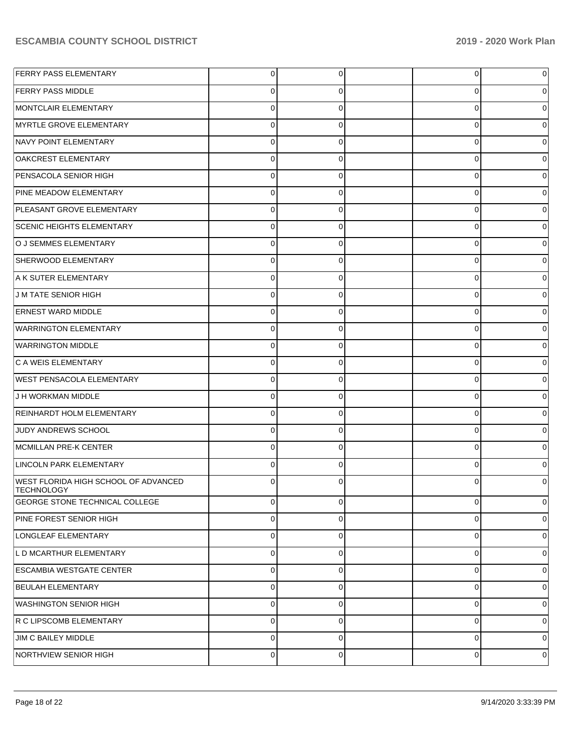| | | | | | |
|---|---|---|---|---|---|
| FERRY PASS ELEMENTARY | 0 | 0 | | 0 | 0 |
| FERRY PASS MIDDLE | 0 | 0 | | 0 | 0 |
| MONTCLAIR ELEMENTARY | 0 | 0 | | 0 | 0 |
| MYRTLE GROVE ELEMENTARY | 0 | 0 | | 0 | 0 |
| NAVY POINT ELEMENTARY | 0 | 0 | | 0 | 0 |
| OAKCREST ELEMENTARY | 0 | 0 | | 0 | 0 |
| PENSACOLA SENIOR HIGH | 0 | 0 | | 0 | 0 |
| PINE MEADOW ELEMENTARY | 0 | 0 | | 0 | 0 |
| PLEASANT GROVE ELEMENTARY | 0 | 0 | | 0 | 0 |
| SCENIC HEIGHTS ELEMENTARY | 0 | 0 | | 0 | 0 |
| O J SEMMES ELEMENTARY | 0 | 0 | | 0 | 0 |
| SHERWOOD ELEMENTARY | 0 | 0 | | 0 | 0 |
| A K SUTER ELEMENTARY | 0 | 0 | | 0 | 0 |
| J M TATE SENIOR HIGH | 0 | 0 | | 0 | 0 |
| ERNEST WARD MIDDLE | 0 | 0 | | 0 | 0 |
| WARRINGTON ELEMENTARY | 0 | 0 | | 0 | 0 |
| WARRINGTON MIDDLE | 0 | 0 | | 0 | 0 |
| C A WEIS ELEMENTARY | 0 | 0 | | 0 | 0 |
| WEST PENSACOLA ELEMENTARY | 0 | 0 | | 0 | 0 |
| J H WORKMAN MIDDLE | 0 | 0 | | 0 | 0 |
| REINHARDT HOLM ELEMENTARY | 0 | 0 | | 0 | 0 |
| JUDY ANDREWS SCHOOL | 0 | 0 | | 0 | 0 |
| MCMILLAN PRE-K CENTER | 0 | 0 | | 0 | 0 |
| LINCOLN PARK ELEMENTARY | 0 | 0 | | 0 | 0 |
| WEST FLORIDA HIGH SCHOOL OF ADVANCED TECHNOLOGY | 0 | 0 | | 0 | 0 |
| GEORGE STONE TECHNICAL COLLEGE | 0 | 0 | | 0 | 0 |
| PINE FOREST SENIOR HIGH | 0 | 0 | | 0 | 0 |
| LONGLEAF ELEMENTARY | 0 | 0 | | 0 | 0 |
| L D MCARTHUR ELEMENTARY | 0 | 0 | | 0 | 0 |
| ESCAMBIA WESTGATE CENTER | 0 | 0 | | 0 | 0 |
| BEULAH ELEMENTARY | 0 | 0 | | 0 | 0 |
| WASHINGTON SENIOR HIGH | 0 | 0 | | 0 | 0 |
| R C LIPSCOMB ELEMENTARY | 0 | 0 | | 0 | 0 |
| JIM C BAILEY MIDDLE | 0 | 0 | | 0 | 0 |
| NORTHVIEW SENIOR HIGH | 0 | 0 | | 0 | 0 |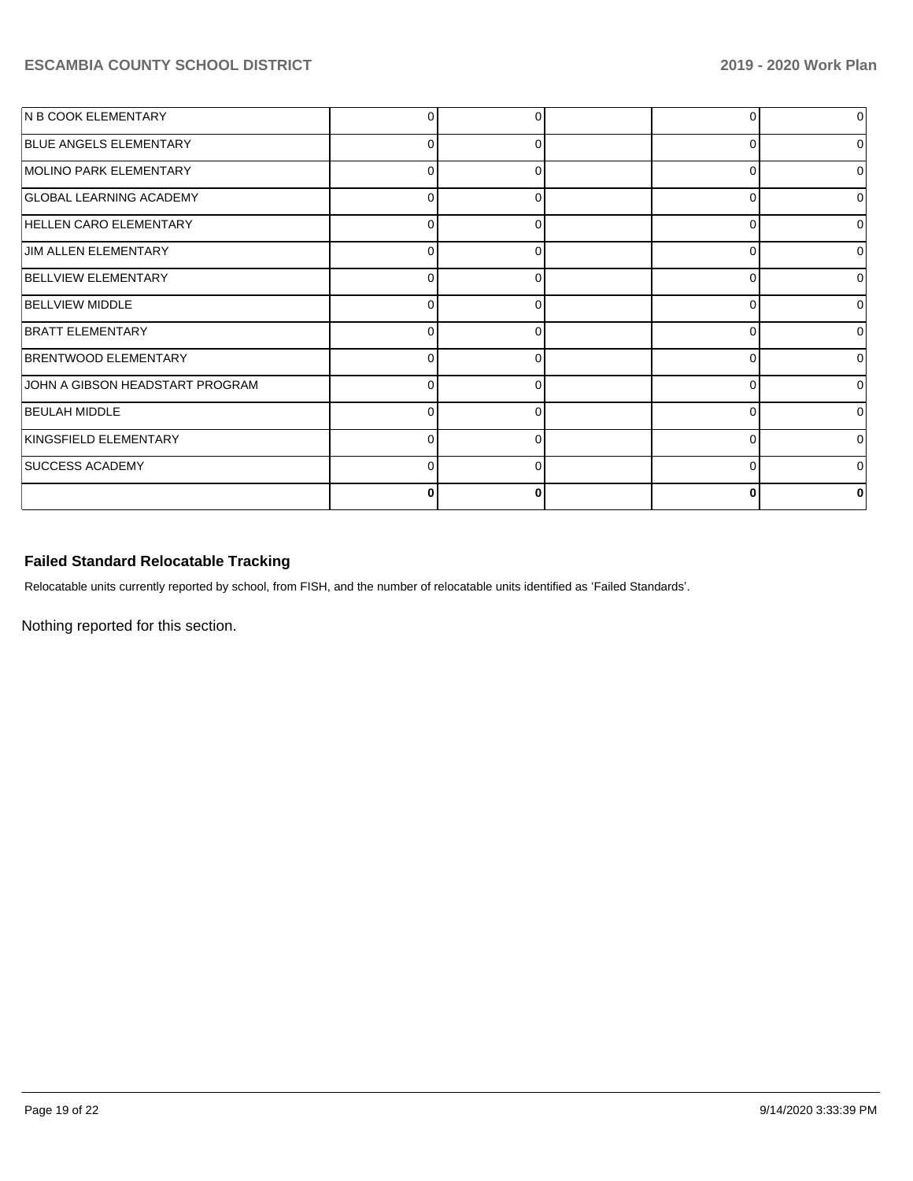| | | | | | |
|---|---|---|---|---|---|
| N B COOK ELEMENTARY | 0 | 0 | | 0 | 0 |
| BLUE ANGELS ELEMENTARY | 0 | 0 | | 0 | 0 |
| MOLINO PARK ELEMENTARY | 0 | 0 | | 0 | 0 |
| GLOBAL LEARNING ACADEMY | 0 | 0 | | 0 | 0 |
| HELLEN CARO ELEMENTARY | 0 | 0 | | 0 | 0 |
| JIM ALLEN ELEMENTARY | 0 | 0 | | 0 | 0 |
| BELLVIEW ELEMENTARY | 0 | 0 | | 0 | 0 |
| BELLVIEW MIDDLE | 0 | 0 | | 0 | 0 |
| BRATT ELEMENTARY | 0 | 0 | | 0 | 0 |
| BRENTWOOD ELEMENTARY | 0 | 0 | | 0 | 0 |
| JOHN A GIBSON HEADSTART PROGRAM | 0 | 0 | | 0 | 0 |
| BEULAH MIDDLE | 0 | 0 | | 0 | 0 |
| KINGSFIELD ELEMENTARY | 0 | 0 | | 0 | 0 |
| SUCCESS ACADEMY | 0 | 0 | | 0 | 0 |
| | **0** | **0** | | **0** | **0** |

### Failed Standard Relocatable Tracking

Relocatable units currently reported by school, from FISH, and the number of relocatable units identified as 'Failed Standards'.

Nothing reported for this section.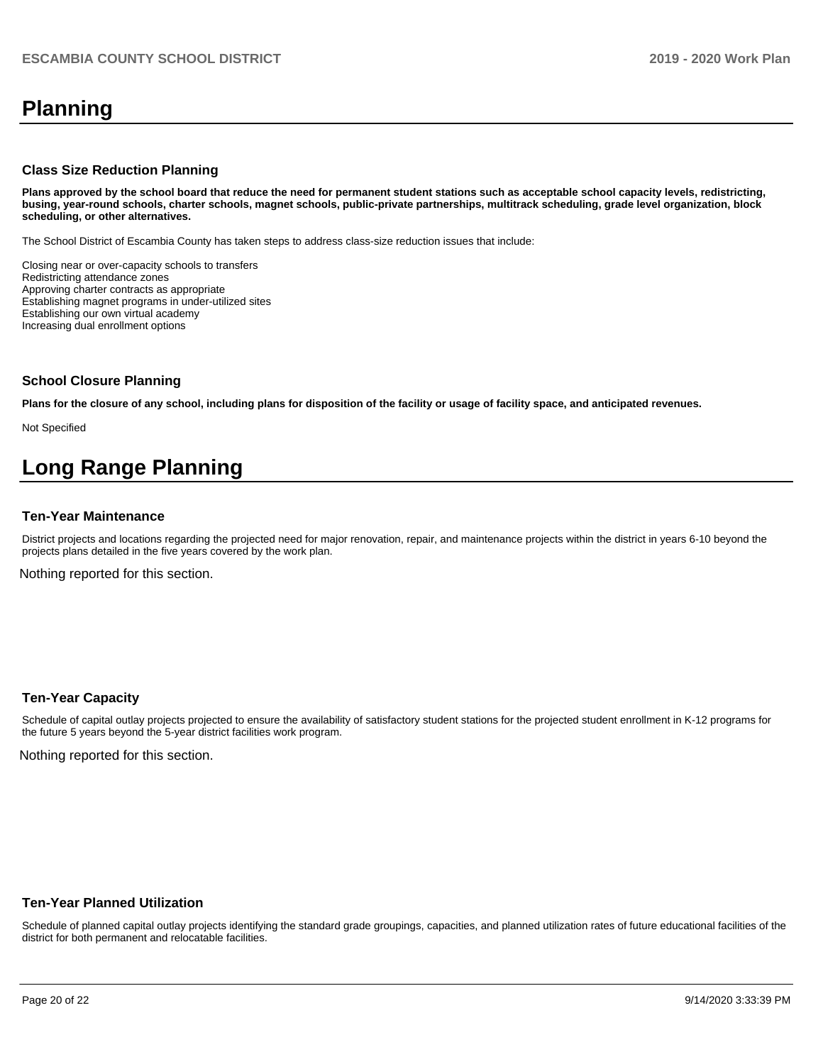# Planning

### Class Size Reduction Planning

**Plans approved by the school board that reduce the need for permanent student stations such as acceptable school capacity levels, redistricting, busing, year-round schools, charter schools, magnet schools, public-private partnerships, multitrack scheduling, grade level organization, block scheduling, or other alternatives.**

The School District of Escambia County has taken steps to address class-size reduction issues that include:

Closing near or over-capacity schools to transfers
Redistricting attendance zones
Approving charter contracts as appropriate
Establishing magnet programs in under-utilized sites
Establishing our own virtual academy
Increasing dual enrollment options

### School Closure Planning

**Plans for the closure of any school, including plans for disposition of the facility or usage of facility space, and anticipated revenues.**

Not Specified

# Long Range Planning

### Ten-Year Maintenance

District projects and locations regarding the projected need for major renovation, repair, and maintenance projects within the district in years 6-10 beyond the projects plans detailed in the five years covered by the work plan.

Nothing reported for this section.

### Ten-Year Capacity

Schedule of capital outlay projects projected to ensure the availability of satisfactory student stations for the projected student enrollment in K-12 programs for the future 5 years beyond the 5-year district facilities work program.

Nothing reported for this section.

### Ten-Year Planned Utilization

Schedule of planned capital outlay projects identifying the standard grade groupings, capacities, and planned utilization rates of future educational facilities of the district for both permanent and relocatable facilities.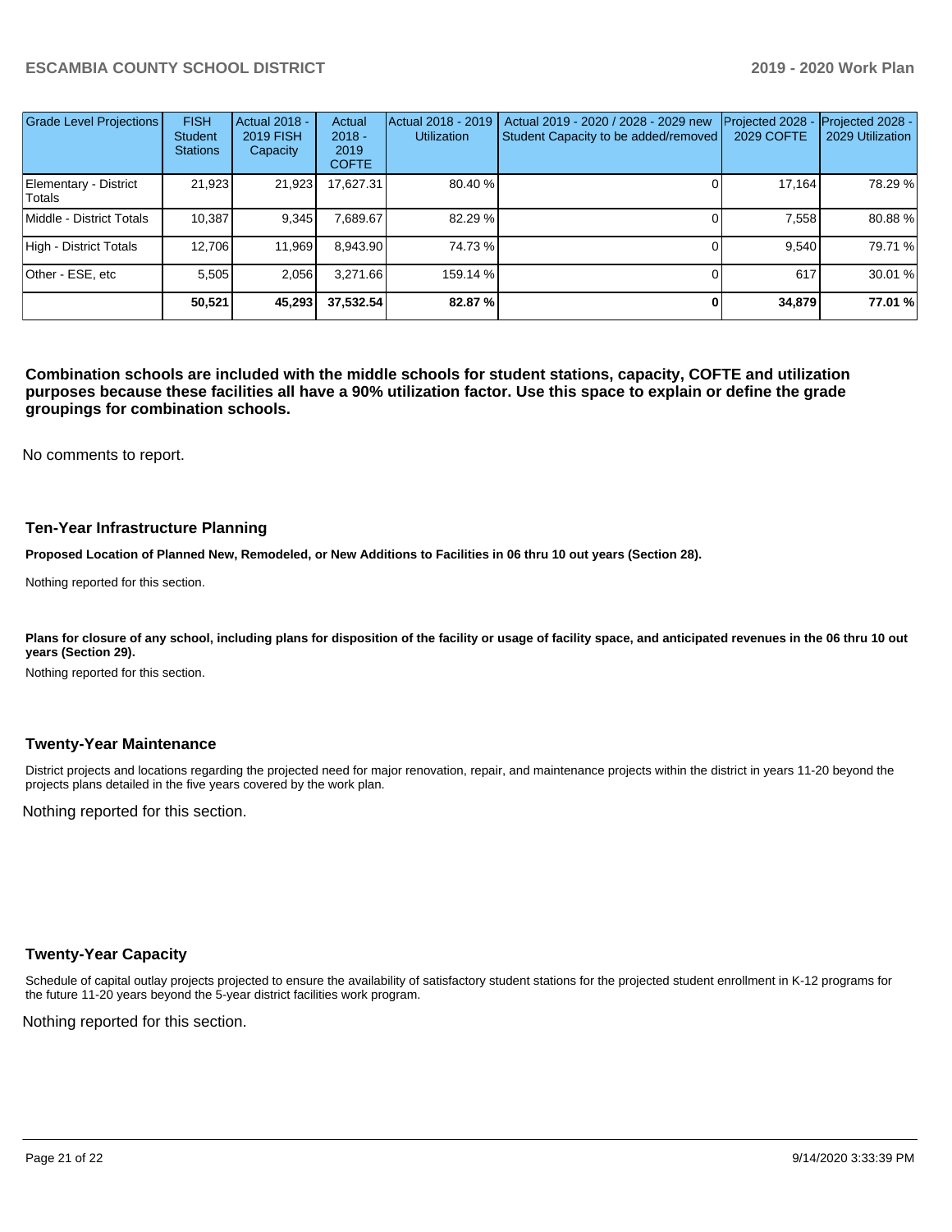| Grade Level Projections | FISH Student Stations | Actual 2018 - 2019 FISH Capacity | Actual 2018 - 2019 COFTE | Actual 2018 - 2019 Utilization | Actual 2019 - 2020 / 2028 - 2029 new Student Capacity to be added/removed | Projected 2028 - 2029 COFTE | Projected 2028 - 2029 Utilization |
|---|---|---|---|---|---|---|---|
| Elementary - District Totals | 21,923 | 21,923 | 17,627.31 | 80.40 % | 0 | 17,164 | 78.29 % |
| Middle - District Totals | 10,387 | 9,345 | 7,689.67 | 82.29 % | 0 | 7,558 | 80.88 % |
| High - District Totals | 12,706 | 11,969 | 8,943.90 | 74.73 % | 0 | 9,540 | 79.71 % |
| Other - ESE, etc | 5,505 | 2,056 | 3,271.66 | 159.14 % | 0 | 617 | 30.01 % |
| | **50,521** | **45,293** | **37,532.54** | **82.87 %** | **0** | **34,879** | **77.01 %** |

**Combination schools are included with the middle schools for student stations, capacity, COFTE and utilization purposes because these facilities all have a 90% utilization factor. Use this space to explain or define the grade groupings for combination schools.**

No comments to report.

## Ten-Year Infrastructure Planning

**Proposed Location of Planned New, Remodeled, or New Additions to Facilities in 06 thru 10 out years (Section 28).**

Nothing reported for this section.

**Plans for closure of any school, including plans for disposition of the facility or usage of facility space, and anticipated revenues in the 06 thru 10 out years (Section 29).**

Nothing reported for this section.

## Twenty-Year Maintenance

District projects and locations regarding the projected need for major renovation, repair, and maintenance projects within the district in years 11-20 beyond the projects plans detailed in the five years covered by the work plan.

Nothing reported for this section.

## Twenty-Year Capacity

Schedule of capital outlay projects projected to ensure the availability of satisfactory student stations for the projected student enrollment in K-12 programs for the future 11-20 years beyond the 5-year district facilities work program.

Nothing reported for this section.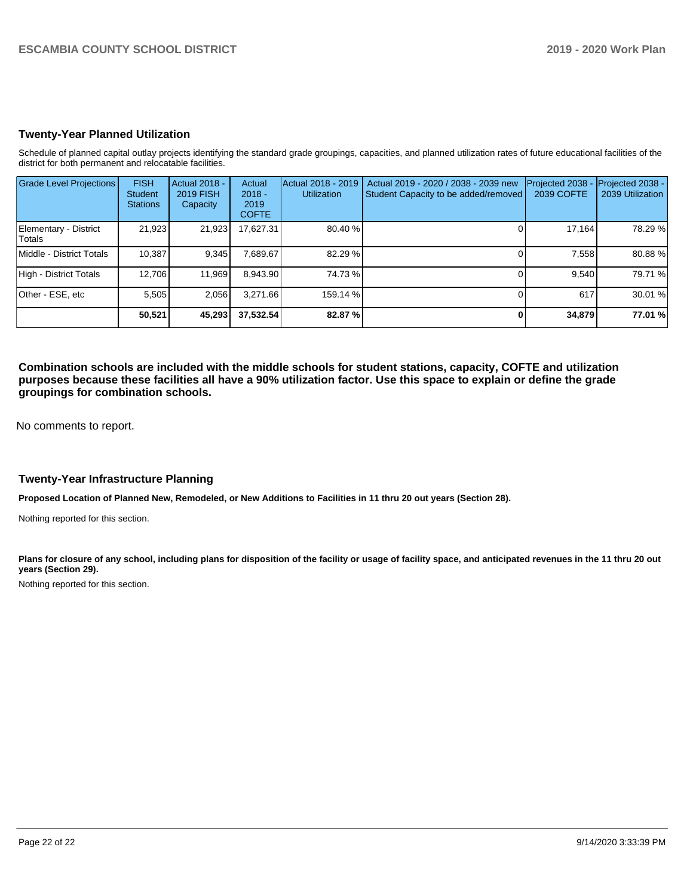## Twenty-Year Planned Utilization

Schedule of planned capital outlay projects identifying the standard grade groupings, capacities, and planned utilization rates of future educational facilities of the district for both permanent and relocatable facilities.

| Grade Level Projections | FISH Student Stations | Actual 2018 - 2019 FISH Capacity | Actual 2018 - 2019 COFTE | Actual 2018 - 2019 Utilization | Actual 2019 - 2020 / 2038 - 2039 new Student Capacity to be added/removed | Projected 2038 - 2039 COFTE | Projected 2038 - 2039 Utilization |
|---|---|---|---|---|---|---|---|
| Elementary - District Totals | 21,923 | 21,923 | 17,627.31 | 80.40 % | 0 | 17,164 | 78.29 % |
| Middle - District Totals | 10,387 | 9,345 | 7,689.67 | 82.29 % | 0 | 7,558 | 80.88 % |
| High - District Totals | 12,706 | 11,969 | 8,943.90 | 74.73 % | 0 | 9,540 | 79.71 % |
| Other - ESE, etc | 5,505 | 2,056 | 3,271.66 | 159.14 % | 0 | 617 | 30.01 % |
| | **50,521** | **45,293** | **37,532.54** | **82.87 %** | **0** | **34,879** | **77.01 %** |

**Combination schools are included with the middle schools for student stations, capacity, COFTE and utilization purposes because these facilities all have a 90% utilization factor. Use this space to explain or define the grade groupings for combination schools.**

No comments to report.

## Twenty-Year Infrastructure Planning

**Proposed Location of Planned New, Remodeled, or New Additions to Facilities in 11 thru 20 out years (Section 28).**

Nothing reported for this section.

**Plans for closure of any school, including plans for disposition of the facility or usage of facility space, and anticipated revenues in the 11 thru 20 out years (Section 29).**

Nothing reported for this section.